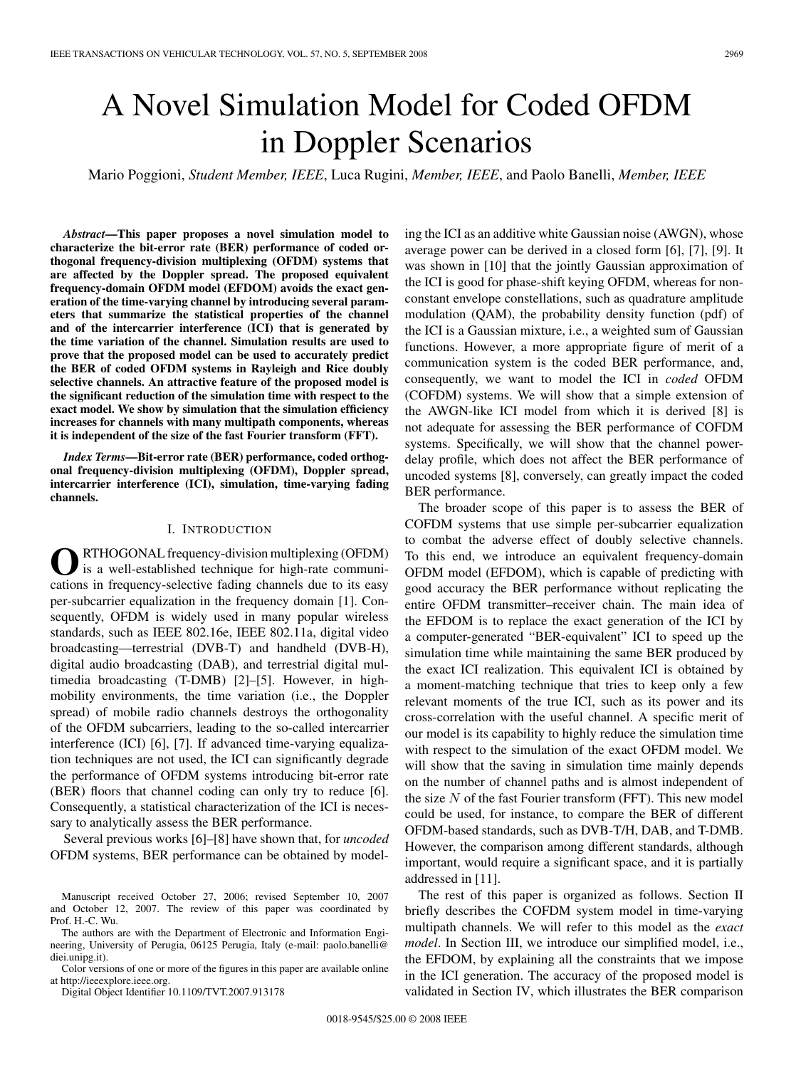# A Novel Simulation Model for Coded OFDM in Doppler Scenarios

Mario Poggioni, *Student Member, IEEE*, Luca Rugini, *Member, IEEE*, and Paolo Banelli, *Member, IEEE*

***Abstract*—This paper proposes a novel simulation model to characterize the bit-error rate (BER) performance of coded orthogonal frequency-division multiplexing (OFDM) systems that are affected by the Doppler spread. The proposed equivalent frequency-domain OFDM model (EFDOM) avoids the exact generation of the time-varying channel by introducing several parameters that summarize the statistical properties of the channel and of the intercarrier interference (ICI) that is generated by the time variation of the channel. Simulation results are used to prove that the proposed model can be used to accurately predict the BER of coded OFDM systems in Rayleigh and Rice doubly selective channels. An attractive feature of the proposed model is the significant reduction of the simulation time with respect to the exact model. We show by simulation that the simulation efficiency increases for channels with many multipath components, whereas it is independent of the size of the fast Fourier transform (FFT).**

***Index Terms*—Bit-error rate (BER) performance, coded orthogonal frequency-division multiplexing (OFDM), Doppler spread, intercarrier interference (ICI), simulation, time-varying fading channels.**

## I. Introduction

Orthogonal frequency-division multiplexing (OFDM) is a well-established technique for high-rate communications in frequency-selective fading channels due to its easy per-subcarrier equalization in the frequency domain [1]. Consequently, OFDM is widely used in many popular wireless standards, such as IEEE 802.16e, IEEE 802.11a, digital video broadcasting—terrestrial (DVB-T) and handheld (DVB-H), digital audio broadcasting (DAB), and terrestrial digital multimedia broadcasting (T-DMB) [2]–[5]. However, in high-mobility environments, the time variation (i.e., the Doppler spread) of mobile radio channels destroys the orthogonality of the OFDM subcarriers, leading to the so-called intercarrier interference (ICI) [6], [7]. If advanced time-varying equalization techniques are not used, the ICI can significantly degrade the performance of OFDM systems introducing bit-error rate (BER) floors that channel coding can only try to reduce [6]. Consequently, a statistical characterization of the ICI is necessary to analytically assess the BER performance.

Several previous works [6]–[8] have shown that, for *uncoded* OFDM systems, BER performance can be obtained by modeling the ICI as an additive white Gaussian noise (AWGN), whose average power can be derived in a closed form [6], [7], [9]. It was shown in [10] that the jointly Gaussian approximation of the ICI is good for phase-shift keying OFDM, whereas for nonconstant envelope constellations, such as quadrature amplitude modulation (QAM), the probability density function (pdf) of the ICI is a Gaussian mixture, i.e., a weighted sum of Gaussian functions. However, a more appropriate figure of merit of a communication system is the coded BER performance, and, consequently, we want to model the ICI in *coded* OFDM (COFDM) systems. We will show that a simple extension of the AWGN-like ICI model from which it is derived [8] is not adequate for assessing the BER performance of COFDM systems. Specifically, we will show that the channel power-delay profile, which does not affect the BER performance of uncoded systems [8], conversely, can greatly impact the coded BER performance.

The broader scope of this paper is to assess the BER of COFDM systems that use simple per-subcarrier equalization to combat the adverse effect of doubly selective channels. To this end, we introduce an equivalent frequency-domain OFDM model (EFDOM), which is capable of predicting with good accuracy the BER performance without replicating the entire OFDM transmitter–receiver chain. The main idea of the EFDOM is to replace the exact generation of the ICI by a computer-generated "BER-equivalent" ICI to speed up the simulation time while maintaining the same BER produced by the exact ICI realization. This equivalent ICI is obtained by a moment-matching technique that tries to keep only a few relevant moments of the true ICI, such as its power and its cross-correlation with the useful channel. A specific merit of our model is its capability to highly reduce the simulation time with respect to the simulation of the exact OFDM model. We will show that the saving in simulation time mainly depends on the number of channel paths and is almost independent of the size $N$ of the fast Fourier transform (FFT). This new model could be used, for instance, to compare the BER of different OFDM-based standards, such as DVB-T/H, DAB, and T-DMB. However, the comparison among different standards, although important, would require a significant space, and it is partially addressed in [11].

The rest of this paper is organized as follows. Section II briefly describes the COFDM system model in time-varying multipath channels. We will refer to this model as the *exact model*. In Section III, we introduce our simplified model, i.e., the EFDOM, by explaining all the constraints that we impose in the ICI generation. The accuracy of the proposed model is validated in Section IV, which illustrates the BER comparison

Manuscript received October 27, 2006; revised September 10, 2007 and October 12, 2007. The review of this paper was coordinated by Prof. H.-C. Wu.

The authors are with the Department of Electronic and Information Engineering, University of Perugia, 06125 Perugia, Italy (e-mail: paolo.banelli@diei.unipg.it).

Color versions of one or more of the figures in this paper are available online at http://ieeexplore.ieee.org.

Digital Object Identifier 10.1109/TVT.2007.913178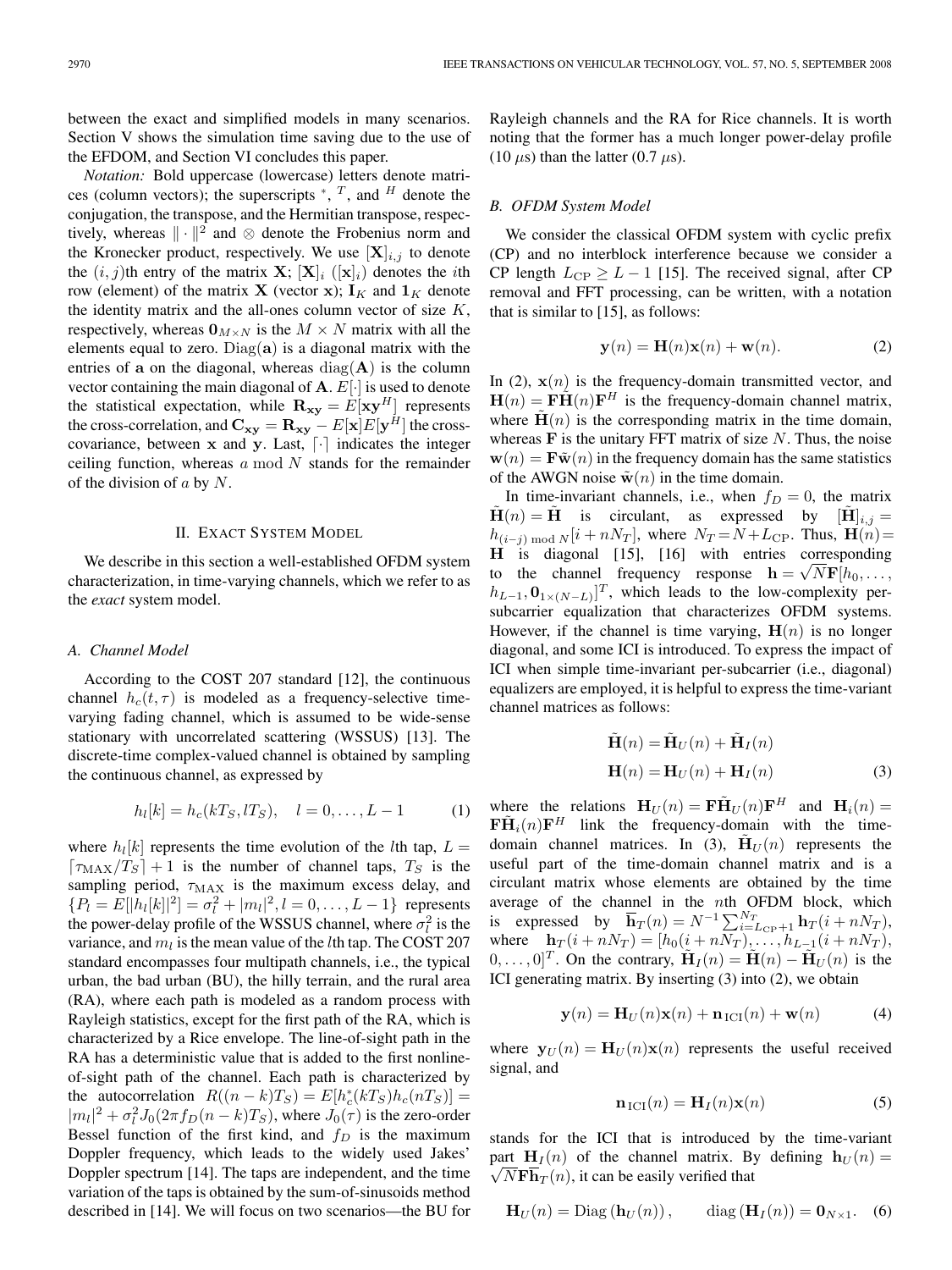between the exact and simplified models in many scenarios. Section V shows the simulation time saving due to the use of the EFDOM, and Section VI concludes this paper.

*Notation:* Bold uppercase (lowercase) letters denote matrices (column vectors); the superscripts $^*$, $^T$, and $^H$ denote the conjugation, the transpose, and the Hermitian transpose, respectively, whereas $\|\cdot\|^2$ and $\otimes$ denote the Frobenius norm and the Kronecker product, respectively. We use $[\mathbf{X}]_{i,j}$ to denote the $(i,j)$th entry of the matrix $\mathbf{X}$; $[\mathbf{X}]_i$ ($[\mathbf{x}]_i$) denotes the $i$th row (element) of the matrix $\mathbf{X}$ (vector $\mathbf{x}$); $\mathbf{I}_K$ and $\mathbf{1}_K$ denote the identity matrix and the all-ones column vector of size $K$, respectively, whereas $\mathbf{0}_{M\times N}$ is the $M \times N$ matrix with all the elements equal to zero. $\mathrm{Diag}(\mathbf{a})$ is a diagonal matrix with the entries of $\mathbf{a}$ on the diagonal, whereas $\mathrm{diag}(\mathbf{A})$ is the column vector containing the main diagonal of $\mathbf{A}$. $E[\cdot]$ is used to denote the statistical expectation, while $\mathbf{R}_{\mathbf{xy}} = E[\mathbf{x}\mathbf{y}^H]$ represents the cross-correlation, and $\mathbf{C}_{\mathbf{xy}} = \mathbf{R}_{\mathbf{xy}} - E[\mathbf{x}]E[\mathbf{y}^H]$ the cross-covariance, between $\mathbf{x}$ and $\mathbf{y}$. Last, $\lceil\cdot\rceil$ indicates the integer ceiling function, whereas $a \bmod N$ stands for the remainder of the division of $a$ by $N$.

## II. Exact System Model

We describe in this section a well-established OFDM system characterization, in time-varying channels, which we refer to as the *exact* system model.

### A. Channel Model

According to the COST 207 standard [12], the continuous channel $h_c(t,\tau)$ is modeled as a frequency-selective time-varying fading channel, which is assumed to be wide-sense stationary with uncorrelated scattering (WSSUS) [13]. The discrete-time complex-valued channel is obtained by sampling the continuous channel, as expressed by

$$h_l[k] = h_c(kT_S, lT_S), \quad l = 0,\ldots,L-1 \tag{1}$$

where $h_l[k]$ represents the time evolution of the $l$th tap, $L = \lceil \tau_{\mathrm{MAX}}/T_S \rceil + 1$ is the number of channel taps, $T_S$ is the sampling period, $\tau_{\mathrm{MAX}}$ is the maximum excess delay, and $\{P_l = E[|h_l[k]|^2] = \sigma_l^2 + |m_l|^2, l = 0,\ldots,L-1\}$ represents the power-delay profile of the WSSUS channel, where $\sigma_l^2$ is the variance, and $m_l$ is the mean value of the $l$th tap. The COST 207 standard encompasses four multipath channels, i.e., the typical urban, the bad urban (BU), the hilly terrain, and the rural area (RA), where each path is modeled as a random process with Rayleigh statistics, except for the first path of the RA, which is characterized by a Rice envelope. The line-of-sight path in the RA has a deterministic value that is added to the first nonline-of-sight path of the channel. Each path is characterized by the autocorrelation $R((n-k)T_S) = E[h_c^*(kT_S)h_c(nT_S)] = |m_l|^2 + \sigma_l^2 J_0(2\pi f_D(n-k)T_S)$, where $J_0(\tau)$ is the zero-order Bessel function of the first kind, and $f_D$ is the maximum Doppler frequency, which leads to the widely used Jakes' Doppler spectrum [14]. The taps are independent, and the time variation of the taps is obtained by the sum-of-sinusoids method described in [14]. We will focus on two scenarios—the BU for Rayleigh channels and the RA for Rice channels. It is worth noting that the former has a much longer power-delay profile (10 $\mu$s) than the latter (0.7 $\mu$s).

### B. OFDM System Model

We consider the classical OFDM system with cyclic prefix (CP) and no interblock interference because we consider a CP length $L_{\mathrm{CP}} \geq L-1$ [15]. The received signal, after CP removal and FFT processing, can be written, with a notation that is similar to [15], as follows:

$$\mathbf{y}(n) = \mathbf{H}(n)\mathbf{x}(n) + \mathbf{w}(n). \tag{2}$$

In (2), $\mathbf{x}(n)$ is the frequency-domain transmitted vector, and $\mathbf{H}(n) = \mathbf{F}\tilde{\mathbf{H}}(n)\mathbf{F}^H$ is the frequency-domain channel matrix, where $\tilde{\mathbf{H}}(n)$ is the corresponding matrix in the time domain, whereas $\mathbf{F}$ is the unitary FFT matrix of size $N$. Thus, the noise $\mathbf{w}(n) = \mathbf{F}\tilde{\mathbf{w}}(n)$ in the frequency domain has the same statistics of the AWGN noise $\tilde{\mathbf{w}}(n)$ in the time domain.

In time-invariant channels, i.e., when $f_D = 0$, the matrix $\tilde{\mathbf{H}}(n) = \tilde{\mathbf{H}}$ is circulant, as expressed by $[\tilde{\mathbf{H}}]_{i,j} = h_{(i-j) \bmod N}[i + nN_T]$, where $N_T = N + L_{\mathrm{CP}}$. Thus, $\mathbf{H}(n) = \mathbf{H}$ is diagonal [15], [16] with entries corresponding to the channel frequency response $\mathbf{h} = \sqrt{N}\mathbf{F}[h_0,\ldots,h_{L-1},\mathbf{0}_{1\times(N-L)}]^T$, which leads to the low-complexity per-subcarrier equalization that characterizes OFDM systems. However, if the channel is time varying, $\mathbf{H}(n)$ is no longer diagonal, and some ICI is introduced. To express the impact of ICI when simple time-invariant per-subcarrier (i.e., diagonal) equalizers are employed, it is helpful to express the time-variant channel matrices as follows:

$$\begin{aligned}\tilde{\mathbf{H}}(n) &= \tilde{\mathbf{H}}_U(n) + \tilde{\mathbf{H}}_I(n)\\ \mathbf{H}(n) &= \mathbf{H}_U(n) + \mathbf{H}_I(n)\end{aligned} \tag{3}$$

where the relations $\mathbf{H}_U(n) = \mathbf{F}\tilde{\mathbf{H}}_U(n)\mathbf{F}^H$ and $\mathbf{H}_i(n) = \mathbf{F}\tilde{\mathbf{H}}_i(n)\mathbf{F}^H$ link the frequency-domain with the time-domain channel matrices. In (3), $\tilde{\mathbf{H}}_U(n)$ represents the useful part of the time-domain channel matrix and is a circulant matrix whose elements are obtained by the time average of the channel in the $n$th OFDM block, which is expressed by $\overline{\mathbf{h}}_T(n) = N^{-1}\sum_{i=L_{\mathrm{CP}}+1}^{N_T} \mathbf{h}_T(i + nN_T)$, where $\mathbf{h}_T(i + nN_T) = [h_0(i + nN_T),\ldots,h_{L-1}(i + nN_T), 0,\ldots,0]^T$. On the contrary, $\tilde{\mathbf{H}}_I(n) = \tilde{\mathbf{H}}(n) - \tilde{\mathbf{H}}_U(n)$ is the ICI generating matrix. By inserting (3) into (2), we obtain

$$\mathbf{y}(n) = \mathbf{H}_U(n)\mathbf{x}(n) + \mathbf{n}_{\mathrm{ICI}}(n) + \mathbf{w}(n) \tag{4}$$

where $\mathbf{y}_U(n) = \mathbf{H}_U(n)\mathbf{x}(n)$ represents the useful received signal, and

$$\mathbf{n}_{\mathrm{ICI}}(n) = \mathbf{H}_I(n)\mathbf{x}(n) \tag{5}$$

stands for the ICI that is introduced by the time-variant part $\mathbf{H}_I(n)$ of the channel matrix. By defining $\mathbf{h}_U(n) = \sqrt{N}\mathbf{F}\overline{\mathbf{h}}_T(n)$, it can be easily verified that

$$\mathbf{H}_U(n) = \mathrm{Diag}\left(\mathbf{h}_U(n)\right), \qquad \mathrm{diag}\left(\mathbf{H}_I(n)\right) = \mathbf{0}_{N\times 1}. \tag{6}$$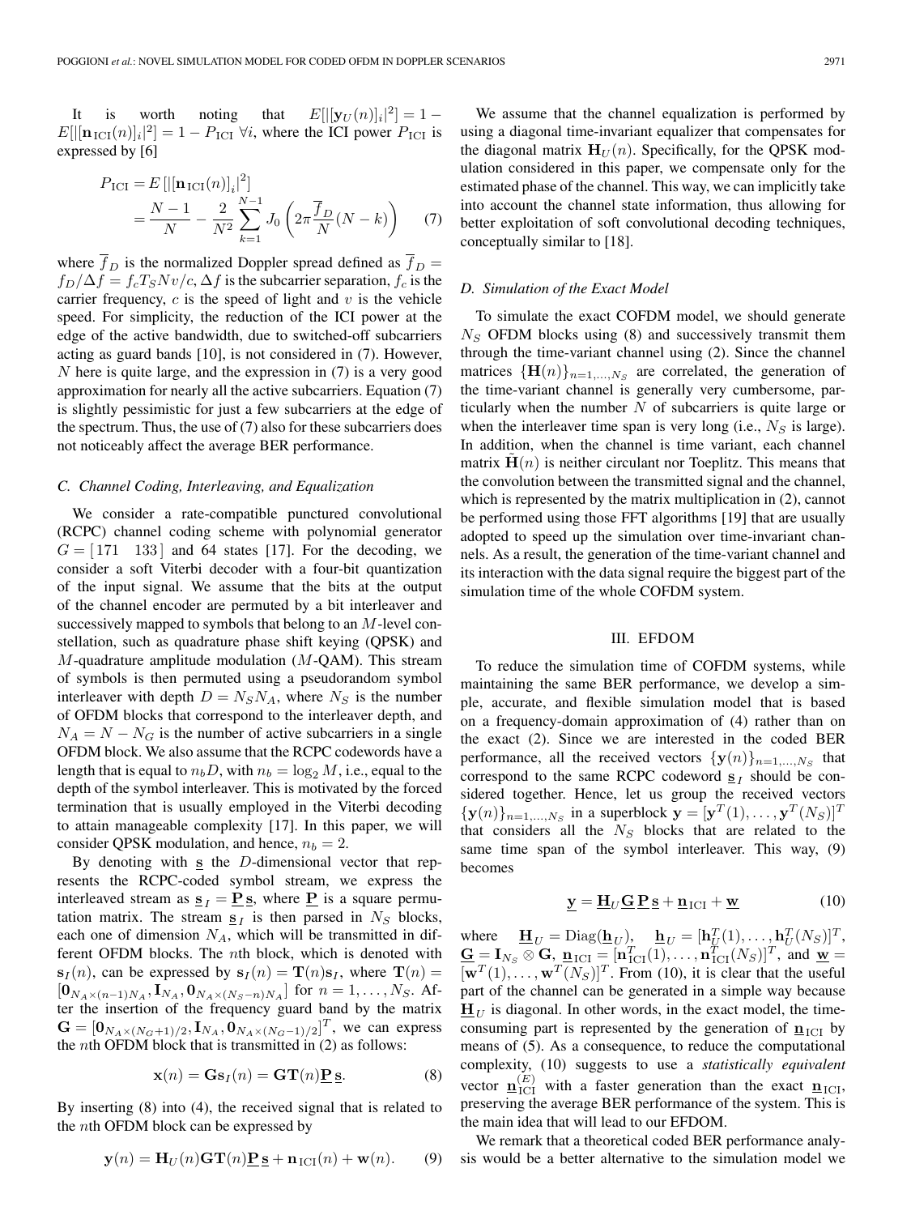It is worth noting that $E[|[\mathbf{y}_U(n)]_i|^2] = 1 - E[|[\mathbf{n}_{\text{ICI}}(n)]_i|^2] = 1 - P_{\text{ICI}}\ \forall i$, where the ICI power $P_{\text{ICI}}$ is expressed by [6]

$$P_{\text{ICI}} = E\left[|[\mathbf{n}_{\text{ICI}}(n)]_i|^2\right] = \frac{N-1}{N} - \frac{2}{N^2}\sum_{k=1}^{N-1} J_0\left(2\pi\frac{\overline{f}_D}{N}(N-k)\right) \tag{7}$$

where $\overline{f}_D$ is the normalized Doppler spread defined as $\overline{f}_D = f_D/\Delta f = f_c T_S N v/c$, $\Delta f$ is the subcarrier separation, $f_c$ is the carrier frequency, $c$ is the speed of light and $v$ is the vehicle speed. For simplicity, the reduction of the ICI power at the edge of the active bandwidth, due to switched-off subcarriers acting as guard bands [10], is not considered in (7). However, $N$ here is quite large, and the expression in (7) is a very good approximation for nearly all the active subcarriers. Equation (7) is slightly pessimistic for just a few subcarriers at the edge of the spectrum. Thus, the use of (7) also for these subcarriers does not noticeably affect the average BER performance.

### C. Channel Coding, Interleaving, and Equalization

We consider a rate-compatible punctured convolutional (RCPC) channel coding scheme with polynomial generator $G = [171 \quad 133]$ and 64 states [17]. For the decoding, we consider a soft Viterbi decoder with a four-bit quantization of the input signal. We assume that the bits at the output of the channel encoder are permuted by a bit interleaver and successively mapped to symbols that belong to an $M$-level constellation, such as quadrature phase shift keying (QPSK) and $M$-quadrature amplitude modulation ($M$-QAM). This stream of symbols is then permuted using a pseudorandom symbol interleaver with depth $D = N_S N_A$, where $N_S$ is the number of OFDM blocks that correspond to the interleaver depth, and $N_A = N - N_G$ is the number of active subcarriers in a single OFDM block. We also assume that the RCPC codewords have a length that is equal to $n_b D$, with $n_b = \log_2 M$, i.e., equal to the depth of the symbol interleaver. This is motivated by the forced termination that is usually employed in the Viterbi decoding to attain manageable complexity [17]. In this paper, we will consider QPSK modulation, and hence, $n_b = 2$.

By denoting with $\underline{\mathbf{s}}$ the $D$-dimensional vector that represents the RCPC-coded symbol stream, we express the interleaved stream as $\underline{\mathbf{s}}_I = \underline{\mathbf{P}}\,\underline{\mathbf{s}}$, where $\underline{\mathbf{P}}$ is a square permutation matrix. The stream $\underline{\mathbf{s}}_I$ is then parsed in $N_S$ blocks, each one of dimension $N_A$, which will be transmitted in different OFDM blocks. The $n$th block, which is denoted with $\mathbf{s}_I(n)$, can be expressed by $\mathbf{s}_I(n) = \mathbf{T}(n)\mathbf{s}_I$, where $\mathbf{T}(n) = [\mathbf{0}_{N_A\times(n-1)N_A}, \mathbf{I}_{N_A}, \mathbf{0}_{N_A\times(N_S-n)N_A}]$ for $n = 1,\ldots,N_S$. After the insertion of the frequency guard band by the matrix $\mathbf{G} = [\mathbf{0}_{N_A\times(N_G+1)/2}, \mathbf{I}_{N_A}, \mathbf{0}_{N_A\times(N_G-1)/2}]^T$, we can express the $n$th OFDM block that is transmitted in (2) as follows:

$$\mathbf{x}(n) = \mathbf{G}\mathbf{s}_I(n) = \mathbf{G}\mathbf{T}(n)\underline{\mathbf{P}}\,\underline{\mathbf{s}}. \tag{8}$$

By inserting (8) into (4), the received signal that is related to the $n$th OFDM block can be expressed by

$$\mathbf{y}(n) = \mathbf{H}_U(n)\mathbf{G}\mathbf{T}(n)\underline{\mathbf{P}}\,\underline{\mathbf{s}} + \mathbf{n}_{\text{ICI}}(n) + \mathbf{w}(n). \tag{9}$$

We assume that the channel equalization is performed by using a diagonal time-invariant equalizer that compensates for the diagonal matrix $\mathbf{H}_U(n)$. Specifically, for the QPSK modulation considered in this paper, we compensate only for the estimated phase of the channel. This way, we can implicitly take into account the channel state information, thus allowing for better exploitation of soft convolutional decoding techniques, conceptually similar to [18].

### D. Simulation of the Exact Model

To simulate the exact COFDM model, we should generate $N_S$ OFDM blocks using (8) and successively transmit them through the time-variant channel using (2). Since the channel matrices $\{\mathbf{H}(n)\}_{n=1,\ldots,N_S}$ are correlated, the generation of the time-variant channel is generally very cumbersome, particularly when the number $N$ of subcarriers is quite large or when the interleaver time span is very long (i.e., $N_S$ is large). In addition, when the channel is time variant, each channel matrix $\tilde{\mathbf{H}}(n)$ is neither circulant nor Toeplitz. This means that the convolution between the transmitted signal and the channel, which is represented by the matrix multiplication in (2), cannot be performed using those FFT algorithms [19] that are usually adopted to speed up the simulation over time-invariant channels. As a result, the generation of the time-variant channel and its interaction with the data signal require the biggest part of the simulation time of the whole COFDM system.

## III. EFDOM

To reduce the simulation time of COFDM systems, while maintaining the same BER performance, we develop a simple, accurate, and flexible simulation model that is based on a frequency-domain approximation of (4) rather than on the exact (2). Since we are interested in the coded BER performance, all the received vectors $\{\mathbf{y}(n)\}_{n=1,\ldots,N_S}$ that correspond to the same RCPC codeword $\underline{\mathbf{s}}_I$ should be considered together. Hence, let us group the received vectors $\{\mathbf{y}(n)\}_{n=1,\ldots,N_S}$ in a superblock $\underline{\mathbf{y}} = [\mathbf{y}^T(1),\ldots,\mathbf{y}^T(N_S)]^T$ that considers all the $N_S$ blocks that are related to the same time span of the symbol interleaver. This way, (9) becomes

$$\underline{\mathbf{y}} = \underline{\mathbf{H}}_U\underline{\mathbf{G}}\,\underline{\mathbf{P}}\,\underline{\mathbf{s}} + \underline{\mathbf{n}}_{\text{ICI}} + \underline{\mathbf{w}} \tag{10}$$

where $\underline{\mathbf{H}}_U = \text{Diag}(\underline{\mathbf{h}}_U)$, $\underline{\mathbf{h}}_U = [\mathbf{h}_U^T(1),\ldots,\mathbf{h}_U^T(N_S)]^T$, $\underline{\mathbf{G}} = \mathbf{I}_{N_S}\otimes\mathbf{G}$, $\underline{\mathbf{n}}_{\text{ICI}} = [\mathbf{n}_{\text{ICI}}^T(1),\ldots,\mathbf{n}_{\text{ICI}}^T(N_S)]^T$, and $\underline{\mathbf{w}} = [\mathbf{w}^T(1),\ldots,\mathbf{w}^T(N_S)]^T$. From (10), it is clear that the useful part of the channel can be generated in a simple way because $\underline{\mathbf{H}}_U$ is diagonal. In other words, in the exact model, the time-consuming part is represented by the generation of $\underline{\mathbf{n}}_{\text{ICI}}$ by means of (5). As a consequence, to reduce the computational complexity, (10) suggests to use a *statistically equivalent* vector $\underline{\mathbf{n}}_{\text{ICI}}^{(E)}$ with a faster generation than the exact $\underline{\mathbf{n}}_{\text{ICI}}$, preserving the average BER performance of the system. This is the main idea that will lead to our EFDOM.

We remark that a theoretical coded BER performance analysis would be a better alternative to the simulation model we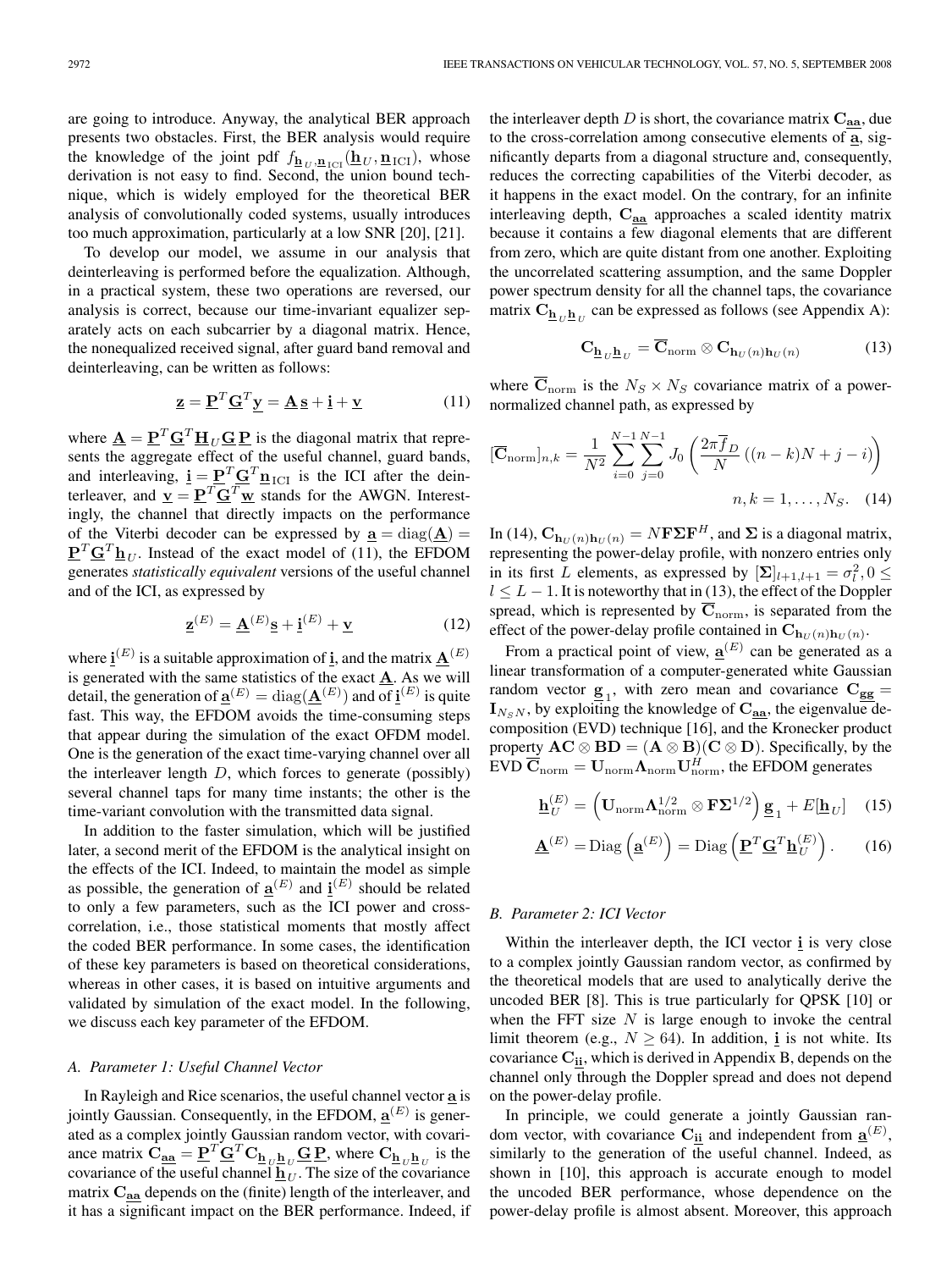are going to introduce. Anyway, the analytical BER approach presents two obstacles. First, the BER analysis would require the knowledge of the joint pdf $f_{\underline{\mathbf{h}}_U,\underline{\mathbf{n}}_{\mathrm{ICI}}}(\underline{\mathbf{h}}_U,\underline{\mathbf{n}}_{\mathrm{ICI}})$, whose derivation is not easy to find. Second, the union bound technique, which is widely employed for the theoretical BER analysis of convolutionally coded systems, usually introduces too much approximation, particularly at a low SNR [20], [21].

To develop our model, we assume in our analysis that deinterleaving is performed before the equalization. Although, in a practical system, these two operations are reversed, our analysis is correct, because our time-invariant equalizer separately acts on each subcarrier by a diagonal matrix. Hence, the nonequalized received signal, after guard band removal and deinterleaving, can be written as follows:

$$\underline{\mathbf{z}} = \mathbf{P}^T\mathbf{G}^T\underline{\mathbf{y}} = \underline{\mathbf{A}}\,\underline{\mathbf{s}} + \underline{\mathbf{i}} + \underline{\mathbf{v}} \tag{11}$$

where $\underline{\mathbf{A}} = \mathbf{P}^T\mathbf{G}^T\underline{\mathbf{H}}_U\mathbf{G}\,\mathbf{P}$ is the diagonal matrix that represents the aggregate effect of the useful channel, guard bands, and interleaving, $\underline{\mathbf{i}} = \mathbf{P}^T\mathbf{G}^T\underline{\mathbf{n}}_{\mathrm{ICI}}$ is the ICI after the deinterleaver, and $\underline{\mathbf{v}} = \mathbf{P}^T\mathbf{G}^T\underline{\mathbf{w}}$ stands for the AWGN. Interestingly, the channel that directly impacts on the performance of the Viterbi decoder can be expressed by $\underline{\mathbf{a}} = \mathrm{diag}(\underline{\mathbf{A}}) = \mathbf{P}^T\mathbf{G}^T\underline{\mathbf{h}}_U$. Instead of the exact model of (11), the EFDOM generates *statistically equivalent* versions of the useful channel and of the ICI, as expressed by

$$\underline{\mathbf{z}}^{(E)} = \underline{\mathbf{A}}^{(E)}\underline{\mathbf{s}} + \underline{\mathbf{i}}^{(E)} + \underline{\mathbf{v}} \tag{12}$$

where $\underline{\mathbf{i}}^{(E)}$ is a suitable approximation of $\underline{\mathbf{i}}$, and the matrix $\underline{\mathbf{A}}^{(E)}$ is generated with the same statistics of the exact $\underline{\mathbf{A}}$. As we will detail, the generation of $\underline{\mathbf{a}}^{(E)} = \mathrm{diag}(\underline{\mathbf{A}}^{(E)})$ and of $\underline{\mathbf{i}}^{(E)}$ is quite fast. This way, the EFDOM avoids the time-consuming steps that appear during the simulation of the exact OFDM model. One is the generation of the exact time-varying channel over all the interleaver length $D$, which forces to generate (possibly) several channel taps for many time instants; the other is the time-variant convolution with the transmitted data signal.

In addition to the faster simulation, which will be justified later, a second merit of the EFDOM is the analytical insight on the effects of the ICI. Indeed, to maintain the model as simple as possible, the generation of $\underline{\mathbf{a}}^{(E)}$ and $\underline{\mathbf{i}}^{(E)}$ should be related to only a few parameters, such as the ICI power and cross-correlation, i.e., those statistical moments that mostly affect the coded BER performance. In some cases, the identification of these key parameters is based on theoretical considerations, whereas in other cases, it is based on intuitive arguments and validated by simulation of the exact model. In the following, we discuss each key parameter of the EFDOM.

### A. Parameter 1: Useful Channel Vector

In Rayleigh and Rice scenarios, the useful channel vector $\underline{\mathbf{a}}$ is jointly Gaussian. Consequently, in the EFDOM, $\underline{\mathbf{a}}^{(E)}$ is generated as a complex jointly Gaussian random vector, with covariance matrix $\mathbf{C}_{\underline{\mathbf{a}}\underline{\mathbf{a}}} = \mathbf{P}^T\mathbf{G}^T\mathbf{C}_{\underline{\mathbf{h}}_U\underline{\mathbf{h}}_U}\mathbf{G}\,\mathbf{P}$, where $\mathbf{C}_{\underline{\mathbf{h}}_U\underline{\mathbf{h}}_U}$ is the covariance of the useful channel $\underline{\mathbf{h}}_U$. The size of the covariance matrix $\mathbf{C}_{\underline{\mathbf{a}}\underline{\mathbf{a}}}$ depends on the (finite) length of the interleaver, and it has a significant impact on the BER performance. Indeed, if the interleaver depth $D$ is short, the covariance matrix $\mathbf{C}_{\underline{\mathbf{a}}\underline{\mathbf{a}}}$, due to the cross-correlation among consecutive elements of $\underline{\mathbf{a}}$, significantly departs from a diagonal structure and, consequently, reduces the correcting capabilities of the Viterbi decoder, as it happens in the exact model. On the contrary, for an infinite interleaving depth, $\mathbf{C}_{\underline{\mathbf{a}}\underline{\mathbf{a}}}$ approaches a scaled identity matrix because it contains a few diagonal elements that are different from zero, which are quite distant from one another. Exploiting the uncorrelated scattering assumption, and the same Doppler power spectrum density for all the channel taps, the covariance matrix $\mathbf{C}_{\underline{\mathbf{h}}_U\underline{\mathbf{h}}_U}$ can be expressed as follows (see Appendix A):

$$\mathbf{C}_{\underline{\mathbf{h}}_U\underline{\mathbf{h}}_U} = \overline{\mathbf{C}}_{\mathrm{norm}} \otimes \mathbf{C}_{\mathbf{h}_U(n)\mathbf{h}_U(n)} \tag{13}$$

where $\overline{\mathbf{C}}_{\mathrm{norm}}$ is the $N_S \times N_S$ covariance matrix of a power-normalized channel path, as expressed by

$$[\overline{\mathbf{C}}_{\mathrm{norm}}]_{n,k} = \frac{1}{N^2}\sum_{i=0}^{N-1}\sum_{j=0}^{N-1} J_0\left(\frac{2\pi\overline{f}_D}{N}\left((n-k)N + j - i\right)\right)$$
$$n,k = 1,\ldots,N_S. \tag{14}$$

In (14), $\mathbf{C}_{\mathbf{h}_U(n)\mathbf{h}_U(n)} = N\mathbf{F}\boldsymbol{\Sigma}\mathbf{F}^H$, and $\boldsymbol{\Sigma}$ is a diagonal matrix, representing the power-delay profile, with nonzero entries only in its first $L$ elements, as expressed by $[\boldsymbol{\Sigma}]_{l+1,l+1} = \sigma_l^2, 0 \le l \le L-1$. It is noteworthy that in (13), the effect of the Doppler spread, which is represented by $\overline{\mathbf{C}}_{\mathrm{norm}}$, is separated from the effect of the power-delay profile contained in $\mathbf{C}_{\mathbf{h}_U(n)\mathbf{h}_U(n)}$.

From a practical point of view, $\underline{\mathbf{a}}^{(E)}$ can be generated as a linear transformation of a computer-generated white Gaussian random vector $\underline{\mathbf{g}}_1$, with zero mean and covariance $\mathbf{C}_{\mathbf{gg}} = \mathbf{I}_{N_S N}$, by exploiting the knowledge of $\mathbf{C}_{\underline{\mathbf{a}}\underline{\mathbf{a}}}$, the eigenvalue decomposition (EVD) technique [16], and the Kronecker product property $\mathbf{AC} \otimes \mathbf{BD} = (\mathbf{A} \otimes \mathbf{B})(\mathbf{C} \otimes \mathbf{D})$. Specifically, by the EVD $\overline{\mathbf{C}}_{\mathrm{norm}} = \mathbf{U}_{\mathrm{norm}}\boldsymbol{\Lambda}_{\mathrm{norm}}\mathbf{U}_{\mathrm{norm}}^H$, the EFDOM generates

$$\underline{\mathbf{h}}_U^{(E)} = \left(\mathbf{U}_{\mathrm{norm}}\boldsymbol{\Lambda}_{\mathrm{norm}}^{1/2} \otimes \mathbf{F}\boldsymbol{\Sigma}^{1/2}\right)\underline{\mathbf{g}}_1 + E[\underline{\mathbf{h}}_U] \tag{15}$$

$$\underline{\mathbf{A}}^{(E)} = \mathrm{Diag}\left(\underline{\mathbf{a}}^{(E)}\right) = \mathrm{Diag}\left(\mathbf{P}^T\mathbf{G}^T\underline{\mathbf{h}}_U^{(E)}\right). \tag{16}$$

### B. Parameter 2: ICI Vector

Within the interleaver depth, the ICI vector $\underline{\mathbf{i}}$ is very close to a complex jointly Gaussian random vector, as confirmed by the theoretical models that are used to analytically derive the uncoded BER [8]. This is true particularly for QPSK [10] or when the FFT size $N$ is large enough to invoke the central limit theorem (e.g., $N \ge 64$). In addition, $\underline{\mathbf{i}}$ is not white. Its covariance $\mathbf{C}_{\underline{\mathbf{i}}\underline{\mathbf{i}}}$, which is derived in Appendix B, depends on the channel only through the Doppler spread and does not depend on the power-delay profile.

In principle, we could generate a jointly Gaussian random vector, with covariance $\mathbf{C}_{\underline{\mathbf{i}}\underline{\mathbf{i}}}$ and independent from $\underline{\mathbf{a}}^{(E)}$, similarly to the generation of the useful channel. Indeed, as shown in [10], this approach is accurate enough to model the uncoded BER performance, whose dependence on the power-delay profile is almost absent. Moreover, this approach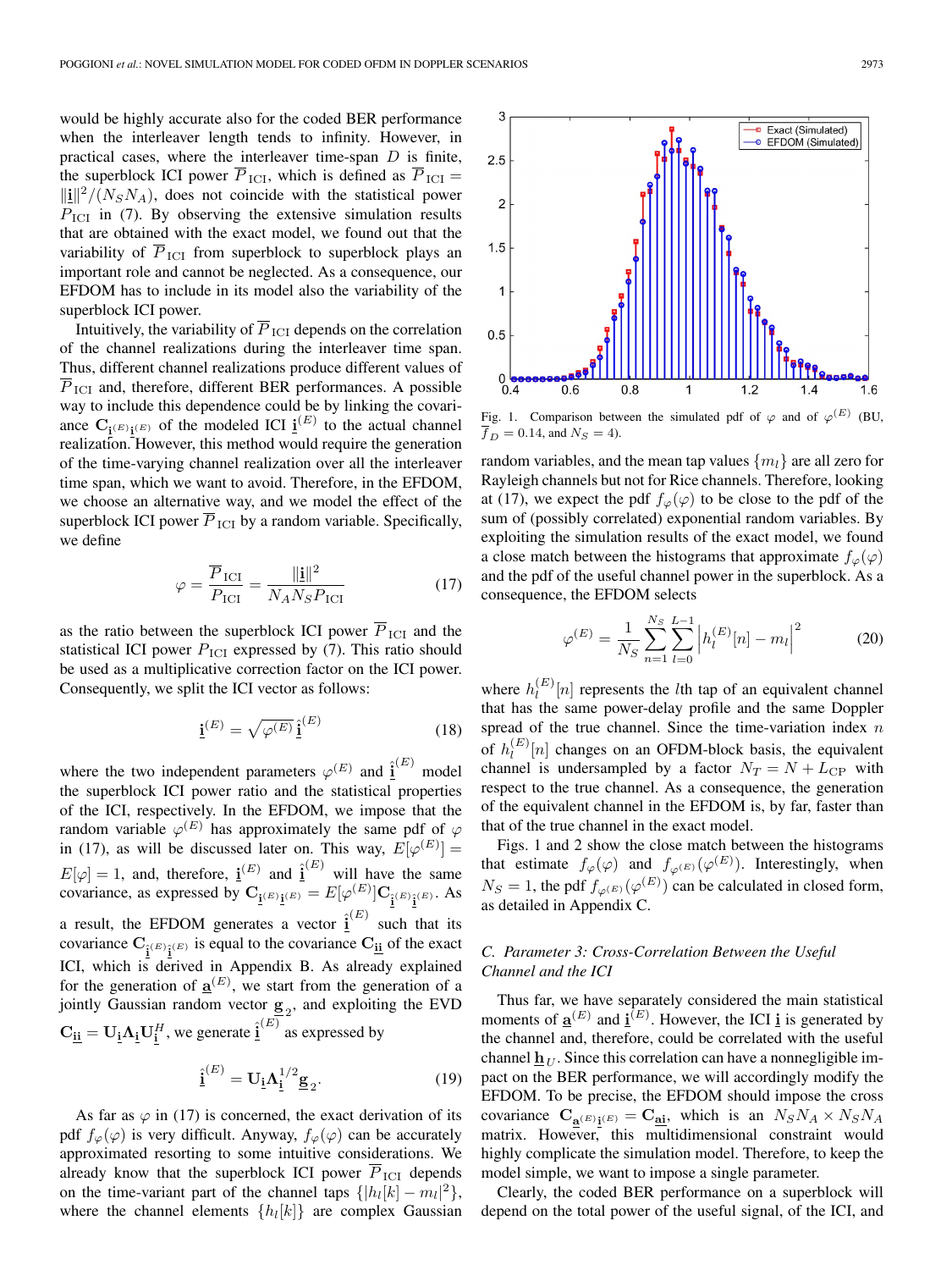would be highly accurate also for the coded BER performance when the interleaver length tends to infinity. However, in practical cases, where the interleaver time-span $D$ is finite, the superblock ICI power $\overline{P}_{\rm ICI}$, which is defined as $\overline{P}_{\rm ICI} = \|\underline{\mathbf{i}}\|^2/(N_S N_A)$, does not coincide with the statistical power $P_{\rm ICI}$ in (7). By observing the extensive simulation results that are obtained with the exact model, we found out that the variability of $\overline{P}_{\rm ICI}$ from superblock to superblock plays an important role and cannot be neglected. As a consequence, our EFDOM has to include in its model also the variability of the superblock ICI power.

Intuitively, the variability of $\overline{P}_{\rm ICI}$ depends on the correlation of the channel realizations during the interleaver time span. Thus, different channel realizations produce different values of $\overline{P}_{\rm ICI}$ and, therefore, different BER performances. A possible way to include this dependence could be by linking the covariance $\mathbf{C}_{\underline{\mathbf{i}}^{(E)}\underline{\mathbf{i}}^{(E)}}$ of the modeled ICI $\underline{\mathbf{i}}^{(E)}$ to the actual channel realization. However, this method would require the generation of the time-varying channel realization over all the interleaver time span, which we want to avoid. Therefore, in the EFDOM, we choose an alternative way, and we model the effect of the superblock ICI power $\overline{P}_{\rm ICI}$ by a random variable. Specifically, we define

$$\varphi = \frac{\overline{P}_{\rm ICI}}{P_{\rm ICI}} = \frac{\|\underline{\mathbf{i}}\|^2}{N_A N_S P_{\rm ICI}} \tag{17}$$

as the ratio between the superblock ICI power $\overline{P}_{\rm ICI}$ and the statistical ICI power $P_{\rm ICI}$ expressed by (7). This ratio should be used as a multiplicative correction factor on the ICI power. Consequently, we split the ICI vector as follows:

$$\underline{\mathbf{i}}^{(E)} = \sqrt{\varphi^{(E)}}\,\hat{\underline{\mathbf{i}}}^{(E)} \tag{18}$$

where the two independent parameters $\varphi^{(E)}$ and $\hat{\underline{\mathbf{i}}}^{(E)}$ model the superblock ICI power ratio and the statistical properties of the ICI, respectively. In the EFDOM, we impose that the random variable $\varphi^{(E)}$ has approximately the same pdf of $\varphi$ in (17), as will be discussed later on. This way, $E[\varphi^{(E)}] = E[\varphi] = 1$, and, therefore, $\underline{\mathbf{i}}^{(E)}$ and $\hat{\underline{\mathbf{i}}}^{(E)}$ will have the same covariance, as expressed by $\mathbf{C}_{\underline{\mathbf{i}}^{(E)}\underline{\mathbf{i}}^{(E)}} = E[\varphi^{(E)}]\mathbf{C}_{\hat{\underline{\mathbf{i}}}^{(E)}\hat{\underline{\mathbf{i}}}^{(E)}}$. As a result, the EFDOM generates a vector $\hat{\underline{\mathbf{i}}}^{(E)}$ such that its covariance $\mathbf{C}_{\hat{\underline{\mathbf{i}}}^{(E)}\hat{\underline{\mathbf{i}}}^{(E)}}$ is equal to the covariance $\mathbf{C}_{\underline{\mathbf{i}}\underline{\mathbf{i}}}$ of the exact ICI, which is derived in Appendix B. As already explained for the generation of $\underline{\mathbf{a}}^{(E)}$, we start from the generation of a jointly Gaussian random vector $\underline{\mathbf{g}}_2$, and exploiting the EVD $\mathbf{C}_{\underline{\mathbf{i}}\underline{\mathbf{i}}} = \mathbf{U}_{\underline{\mathbf{i}}}\mathbf{\Lambda}_{\underline{\mathbf{i}}}\mathbf{U}_{\underline{\mathbf{i}}}^H$, we generate $\hat{\underline{\mathbf{i}}}^{(E)}$ as expressed by

$$\hat{\underline{\mathbf{i}}}^{(E)} = \mathbf{U}_{\underline{\mathbf{i}}}\mathbf{\Lambda}_{\underline{\mathbf{i}}}^{1/2}\underline{\mathbf{g}}_2. \tag{19}$$

As far as $\varphi$ in (17) is concerned, the exact derivation of its pdf $f_\varphi(\varphi)$ is very difficult. Anyway, $f_\varphi(\varphi)$ can be accurately approximated resorting to some intuitive considerations. We already know that the superblock ICI power $\overline{P}_{\rm ICI}$ depends on the time-variant part of the channel taps $\{|h_l[k] - m_l|^2\}$, where the channel elements $\{h_l[k]\}$ are complex Gaussian random variables, and the mean tap values $\{m_l\}$ are all zero for Rayleigh channels but not for Rice channels. Therefore, looking at (17), we expect the pdf $f_\varphi(\varphi)$ to be close to the pdf of the sum of (possibly correlated) exponential random variables. By exploiting the simulation results of the exact model, we found a close match between the histograms that approximate $f_\varphi(\varphi)$ and the pdf of the useful channel power in the superblock. As a consequence, the EFDOM selects

$$\varphi^{(E)} = \frac{1}{N_S}\sum_{n=1}^{N_S}\sum_{l=0}^{L-1}\left|h_l^{(E)}[n] - m_l\right|^2 \tag{20}$$

where $h_l^{(E)}[n]$ represents the $l$th tap of an equivalent channel that has the same power-delay profile and the same Doppler spread of the true channel. Since the time-variation index $n$ of $h_l^{(E)}[n]$ changes on an OFDM-block basis, the equivalent channel is undersampled by a factor $N_T = N + L_{\rm CP}$ with respect to the true channel. As a consequence, the generation of the equivalent channel in the EFDOM is, by far, faster than that of the true channel in the exact model.

Fig. 1. Comparison between the simulated pdf of $\varphi$ and of $\varphi^{(E)}$ (BU, $\overline{f}_D = 0.14$, and $N_S = 4$).

Figs. 1 and 2 show the close match between the histograms that estimate $f_\varphi(\varphi)$ and $f_{\varphi^{(E)}}(\varphi^{(E)})$. Interestingly, when $N_S = 1$, the pdf $f_{\varphi^{(E)}}(\varphi^{(E)})$ can be calculated in closed form, as detailed in Appendix C.

### C. Parameter 3: Cross-Correlation Between the Useful Channel and the ICI

Thus far, we have separately considered the main statistical moments of $\underline{\mathbf{a}}^{(E)}$ and $\underline{\mathbf{i}}^{(E)}$. However, the ICI $\underline{\mathbf{i}}$ is generated by the channel and, therefore, could be correlated with the useful channel $\underline{\mathbf{h}}_U$. Since this correlation can have a nonnegligible impact on the BER performance, we will accordingly modify the EFDOM. To be precise, the EFDOM should impose the cross covariance $\mathbf{C}_{\underline{\mathbf{a}}^{(E)}\underline{\mathbf{i}}^{(E)}} = \mathbf{C}_{\underline{\mathbf{a}}\underline{\mathbf{i}}}$, which is an $N_S N_A \times N_S N_A$ matrix. However, this multidimensional constraint would highly complicate the simulation model. Therefore, to keep the model simple, we want to impose a single parameter.

Clearly, the coded BER performance on a superblock will depend on the total power of the useful signal, of the ICI, and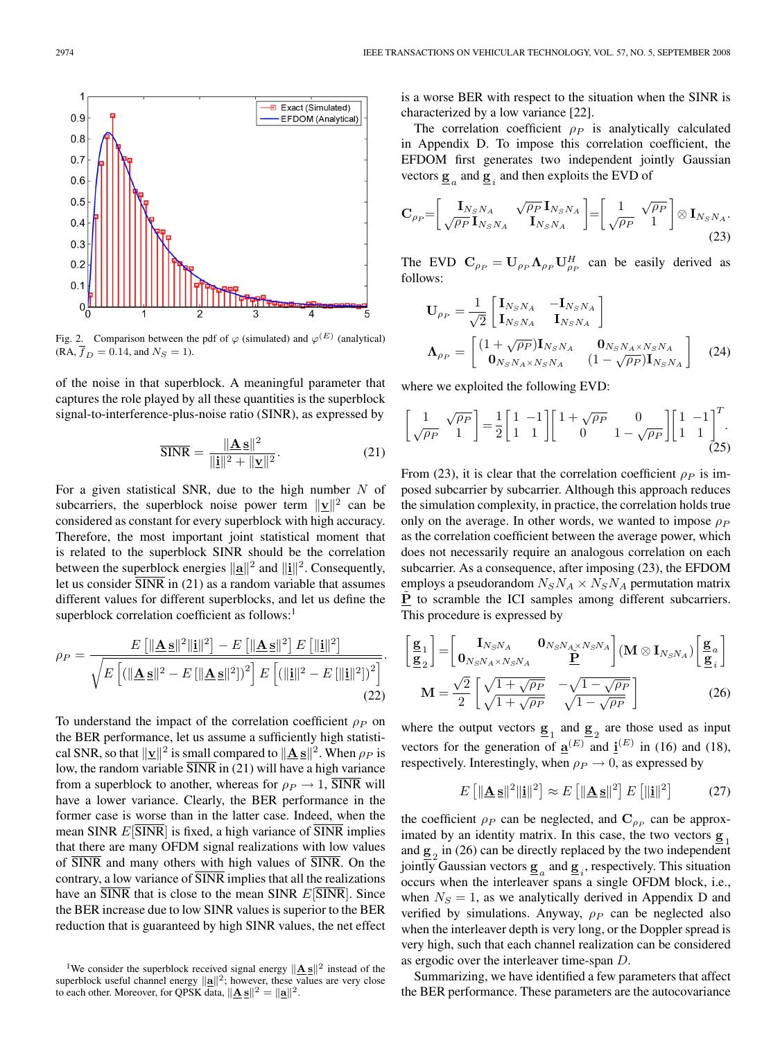Fig. 2. Comparison between the pdf of $\varphi$ (simulated) and $\varphi^{(E)}$ (analytical) (RA, $\overline{f}_D = 0.14$, and $N_S = 1$).

of the noise in that superblock. A meaningful parameter that captures the role played by all these quantities is the superblock signal-to-interference-plus-noise ratio (SINR), as expressed by

$$\overline{\text{SINR}} = \frac{\|\underline{\mathbf{A}}\,\underline{\mathbf{s}}\|^2}{\|\underline{\mathbf{i}}\|^2 + \|\underline{\mathbf{v}}\|^2}. \tag{21}$$

For a given statistical SNR, due to the high number $N$ of subcarriers, the superblock noise power term $\|\underline{\mathbf{v}}\|^2$ can be considered as constant for every superblock with high accuracy. Therefore, the most important joint statistical moment that is related to the superblock SINR should be the correlation between the superblock energies $\|\underline{\mathbf{a}}\|^2$ and $\|\underline{\mathbf{i}}\|^2$. Consequently, let us consider $\overline{\text{SINR}}$ in (21) as a random variable that assumes different values for different superblocks, and let us define the superblock correlation coefficient as follows:[1]

$$\rho_P = \frac{E\left[\|\underline{\mathbf{A}}\,\underline{\mathbf{s}}\|^2\|\underline{\mathbf{i}}\|^2\right] - E\left[\|\underline{\mathbf{A}}\,\underline{\mathbf{s}}\|^2\right] E\left[\|\underline{\mathbf{i}}\|^2\right]}{\sqrt{E\left[\left(\|\underline{\mathbf{A}}\,\underline{\mathbf{s}}\|^2 - E\left[\|\underline{\mathbf{A}}\,\underline{\mathbf{s}}\|^2\right]\right)^2\right] E\left[\left(\|\underline{\mathbf{i}}\|^2 - E\left[\|\underline{\mathbf{i}}\|^2\right]\right)^2\right]}}. \tag{22}$$

To understand the impact of the correlation coefficient $\rho_P$ on the BER performance, let us assume a sufficiently high statistical SNR, so that $\|\underline{\mathbf{v}}\|^2$ is small compared to $\|\underline{\mathbf{A}}\,\underline{\mathbf{s}}\|^2$. When $\rho_P$ is low, the random variable $\overline{\text{SINR}}$ in (21) will have a high variance from a superblock to another, whereas for $\rho_P \to 1$, $\overline{\text{SINR}}$ will have a lower variance. Clearly, the BER performance in the former case is worse than in the latter case. Indeed, when the mean SINR $E[\overline{\text{SINR}}]$ is fixed, a high variance of $\overline{\text{SINR}}$ implies that there are many OFDM signal realizations with low values of $\overline{\text{SINR}}$ and many others with high values of $\overline{\text{SINR}}$. On the contrary, a low variance of $\overline{\text{SINR}}$ implies that all the realizations have an $\overline{\text{SINR}}$ that is close to the mean SINR $E[\overline{\text{SINR}}]$. Since the BER increase due to low SINR values is superior to the BER reduction that is guaranteed by high SINR values, the net effect is a worse BER with respect to the situation when the SINR is characterized by a low variance [22].

[1]We consider the superblock received signal energy $\|\underline{\mathbf{A}}\,\underline{\mathbf{s}}\|^2$ instead of the superblock useful channel energy $\|\underline{\mathbf{a}}\|^2$; however, these values are very close to each other. Moreover, for QPSK data, $\|\underline{\mathbf{A}}\,\underline{\mathbf{s}}\|^2 = \|\underline{\mathbf{a}}\|^2$.

The correlation coefficient $\rho_P$ is analytically calculated in Appendix D. To impose this correlation coefficient, the EFDOM first generates two independent jointly Gaussian vectors $\underline{\mathbf{g}}_a$ and $\underline{\mathbf{g}}_i$ and then exploits the EVD of

$$\mathbf{C}_{\rho_P} = \begin{bmatrix} \mathbf{I}_{N_S N_A} & \sqrt{\rho_P}\,\mathbf{I}_{N_S N_A} \\ \sqrt{\rho_P}\,\mathbf{I}_{N_S N_A} & \mathbf{I}_{N_S N_A} \end{bmatrix} = \begin{bmatrix} 1 & \sqrt{\rho_P} \\ \sqrt{\rho_P} & 1 \end{bmatrix} \otimes \mathbf{I}_{N_S N_A}. \tag{23}$$

The EVD $\mathbf{C}_{\rho_P} = \mathbf{U}_{\rho_P}\boldsymbol{\Lambda}_{\rho_P}\mathbf{U}_{\rho_P}^H$ can be easily derived as follows:

$$\mathbf{U}_{\rho_P} = \frac{1}{\sqrt{2}}\begin{bmatrix} \mathbf{I}_{N_S N_A} & -\mathbf{I}_{N_S N_A} \\ \mathbf{I}_{N_S N_A} & \mathbf{I}_{N_S N_A} \end{bmatrix}$$

$$\boldsymbol{\Lambda}_{\rho_P} = \begin{bmatrix} (1+\sqrt{\rho_P})\mathbf{I}_{N_S N_A} & \mathbf{0}_{N_S N_A \times N_S N_A} \\ \mathbf{0}_{N_S N_A \times N_S N_A} & (1-\sqrt{\rho_P})\mathbf{I}_{N_S N_A} \end{bmatrix} \tag{24}$$

where we exploited the following EVD:

$$\begin{bmatrix} 1 & \sqrt{\rho_P} \\ \sqrt{\rho_P} & 1 \end{bmatrix} = \frac{1}{2}\begin{bmatrix} 1 & -1 \\ 1 & 1 \end{bmatrix}\begin{bmatrix} 1+\sqrt{\rho_P} & 0 \\ 0 & 1-\sqrt{\rho_P} \end{bmatrix}\begin{bmatrix} 1 & -1 \\ 1 & 1 \end{bmatrix}^T. \tag{25}$$

From (23), it is clear that the correlation coefficient $\rho_P$ is imposed subcarrier by subcarrier. Although this approach reduces the simulation complexity, in practice, the correlation holds true only on the average. In other words, we wanted to impose $\rho_P$ as the correlation coefficient between the average power, which does not necessarily require an analogous correlation on each subcarrier. As a consequence, after imposing (23), the EFDOM employs a pseudorandom $N_S N_A \times N_S N_A$ permutation matrix $\underline{\mathbf{P}}$ to scramble the ICI samples among different subcarriers. This procedure is expressed by

$$\begin{bmatrix} \underline{\mathbf{g}}_1 \\ \underline{\mathbf{g}}_2 \end{bmatrix} = \begin{bmatrix} \mathbf{I}_{N_S N_A} & \mathbf{0}_{N_S N_A \times N_S N_A} \\ \mathbf{0}_{N_S N_A \times N_S N_A} & \underline{\mathbf{P}} \end{bmatrix} (\mathbf{M} \otimes \mathbf{I}_{N_S N_A}) \begin{bmatrix} \underline{\mathbf{g}}_a \\ \underline{\mathbf{g}}_i \end{bmatrix}$$

$$\mathbf{M} = \frac{\sqrt{2}}{2}\begin{bmatrix} \sqrt{1+\sqrt{\rho_P}} & -\sqrt{1-\sqrt{\rho_P}} \\ \sqrt{1+\sqrt{\rho_P}} & \sqrt{1-\sqrt{\rho_P}} \end{bmatrix} \tag{26}$$

where the output vectors $\underline{\mathbf{g}}_1$ and $\underline{\mathbf{g}}_2$ are those used as input vectors for the generation of $\underline{\mathbf{a}}^{(E)}$ and $\underline{\mathbf{i}}^{(E)}$ in (16) and (18), respectively. Interestingly, when $\rho_P \to 0$, as expressed by

$$E\left[\|\underline{\mathbf{A}}\,\underline{\mathbf{s}}\|^2\|\underline{\mathbf{i}}\|^2\right] \approx E\left[\|\underline{\mathbf{A}}\,\underline{\mathbf{s}}\|^2\right] E\left[\|\underline{\mathbf{i}}\|^2\right] \tag{27}$$

the coefficient $\rho_P$ can be neglected, and $\mathbf{C}_{\rho_P}$ can be approximated by an identity matrix. In this case, the two vectors $\underline{\mathbf{g}}_1$ and $\underline{\mathbf{g}}_2$ in (26) can be directly replaced by the two independent jointly Gaussian vectors $\underline{\mathbf{g}}_a$ and $\underline{\mathbf{g}}_i$, respectively. This situation occurs when the interleaver spans a single OFDM block, i.e., when $N_S = 1$, as we analytically derived in Appendix D and verified by simulations. Anyway, $\rho_P$ can be neglected also when the interleaver depth is very long, or the Doppler spread is very high, such that each channel realization can be considered as ergodic over the interleaver time-span $D$.

Summarizing, we have identified a few parameters that affect the BER performance. These parameters are the autocovariance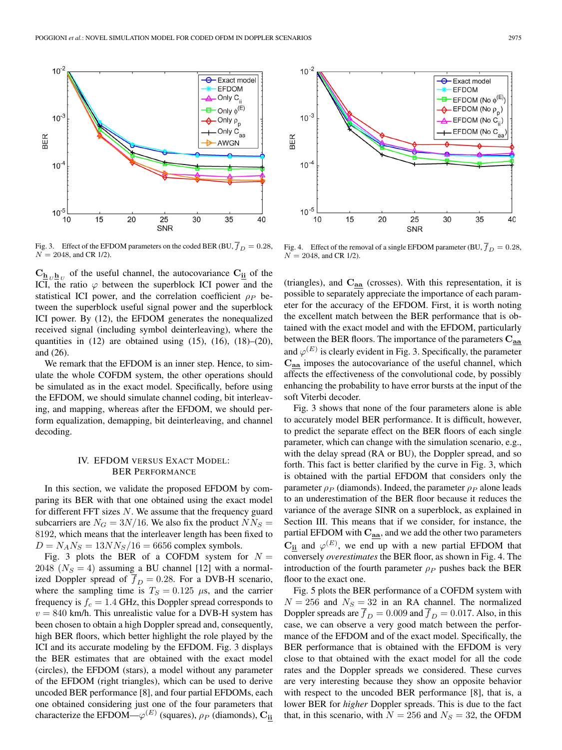Fig. 3. Effect of the EFDOM parameters on the coded BER (BU, $\overline{f}_D = 0.28$, $N = 2048$, and CR 1/2).

Fig. 4. Effect of the removal of a single EFDOM parameter (BU, $\overline{f}_D = 0.28$, $N = 2048$, and CR 1/2).

$\mathbf{C}_{\underline{\mathbf{h}}_U \underline{\mathbf{h}}_U}$ of the useful channel, the autocovariance $\mathbf{C}_{\mathbf{\underline{ii}}}$ of the ICI, the ratio $\varphi$ between the superblock ICI power and the statistical ICI power, and the correlation coefficient $\rho_P$ between the superblock useful signal power and the superblock ICI power. By (12), the EFDOM generates the nonequalized received signal (including symbol deinterleaving), where the quantities in (12) are obtained using (15), (16), (18)–(20), and (26).

We remark that the EFDOM is an inner step. Hence, to simulate the whole COFDM system, the other operations should be simulated as in the exact model. Specifically, before using the EFDOM, we should simulate channel coding, bit interleaving, and mapping, whereas after the EFDOM, we should perform equalization, demapping, bit deinterleaving, and channel decoding.

## IV. EFDOM versus Exact Model: BER Performance

In this section, we validate the proposed EFDOM by comparing its BER with that one obtained using the exact model for different FFT sizes $N$. We assume that the frequency guard subcarriers are $N_G = 3N/16$. We also fix the product $NN_S = 8192$, which means that the interleaver length has been fixed to $D = N_A N_S = 13NN_S/16 = 6656$ complex symbols.

Fig. 3 plots the BER of a COFDM system for $N = 2048$ ($N_S = 4$) assuming a BU channel [12] with a normalized Doppler spread of $\overline{f}_D = 0.28$. For a DVB-H scenario, where the sampling time is $T_S = 0.125$ $\mu$s, and the carrier frequency is $f_c = 1.4$ GHz, this Doppler spread corresponds to $v = 840$ km/h. This unrealistic value for a DVB-H system has been chosen to obtain a high Doppler spread and, consequently, high BER floors, which better highlight the role played by the ICI and its accurate modeling by the EFDOM. Fig. 3 displays the BER estimates that are obtained with the exact model (circles), the EFDOM (stars), a model without any parameter of the EFDOM (right triangles), which can be used to derive uncoded BER performance [8], and four partial EFDOMs, each one obtained considering just one of the four parameters that characterize the EFDOM—$\varphi^{(E)}$ (squares), $\rho_P$ (diamonds), $\mathbf{C}_{\mathbf{\underline{ii}}}$ (triangles), and $\mathbf{C}_{\mathbf{\underline{aa}}}$ (crosses). With this representation, it is possible to separately appreciate the importance of each parameter for the accuracy of the EFDOM. First, it is worth noting the excellent match between the BER performance that is obtained with the exact model and with the EFDOM, particularly between the BER floors. The importance of the parameters $\mathbf{C}_{\mathbf{\underline{aa}}}$ and $\varphi^{(E)}$ is clearly evident in Fig. 3. Specifically, the parameter $\mathbf{C}_{\mathbf{\underline{aa}}}$ imposes the autocovariance of the useful channel, which affects the effectiveness of the convolutional code, by possibly enhancing the probability to have error bursts at the input of the soft Viterbi decoder.

Fig. 3 shows that none of the four parameters alone is able to accurately model BER performance. It is difficult, however, to predict the separate effect on the BER floors of each single parameter, which can change with the simulation scenario, e.g., with the delay spread (RA or BU), the Doppler spread, and so forth. This fact is better clarified by the curve in Fig. 3, which is obtained with the partial EFDOM that considers only the parameter $\rho_P$ (diamonds). Indeed, the parameter $\rho_P$ alone leads to an underestimation of the BER floor because it reduces the variance of the average SINR on a superblock, as explained in Section III. This means that if we consider, for instance, the partial EFDOM with $\mathbf{C}_{\mathbf{\underline{aa}}}$, and we add the other two parameters $\mathbf{C}_{\mathbf{\underline{ii}}}$ and $\varphi^{(E)}$, we end up with a new partial EFDOM that conversely *overestimates* the BER floor, as shown in Fig. 4. The introduction of the fourth parameter $\rho_P$ pushes back the BER floor to the exact one.

Fig. 5 plots the BER performance of a COFDM system with $N = 256$ and $N_S = 32$ in an RA channel. The normalized Doppler spreads are $\overline{f}_D = 0.009$ and $\overline{f}_D = 0.017$. Also, in this case, we can observe a very good match between the performance of the EFDOM and of the exact model. Specifically, the BER performance that is obtained with the EFDOM is very close to that obtained with the exact model for all the code rates and the Doppler spreads we considered. These curves are very interesting because they show an opposite behavior with respect to the uncoded BER performance [8], that is, a lower BER for *higher* Doppler spreads. This is due to the fact that, in this scenario, with $N = 256$ and $N_S = 32$, the OFDM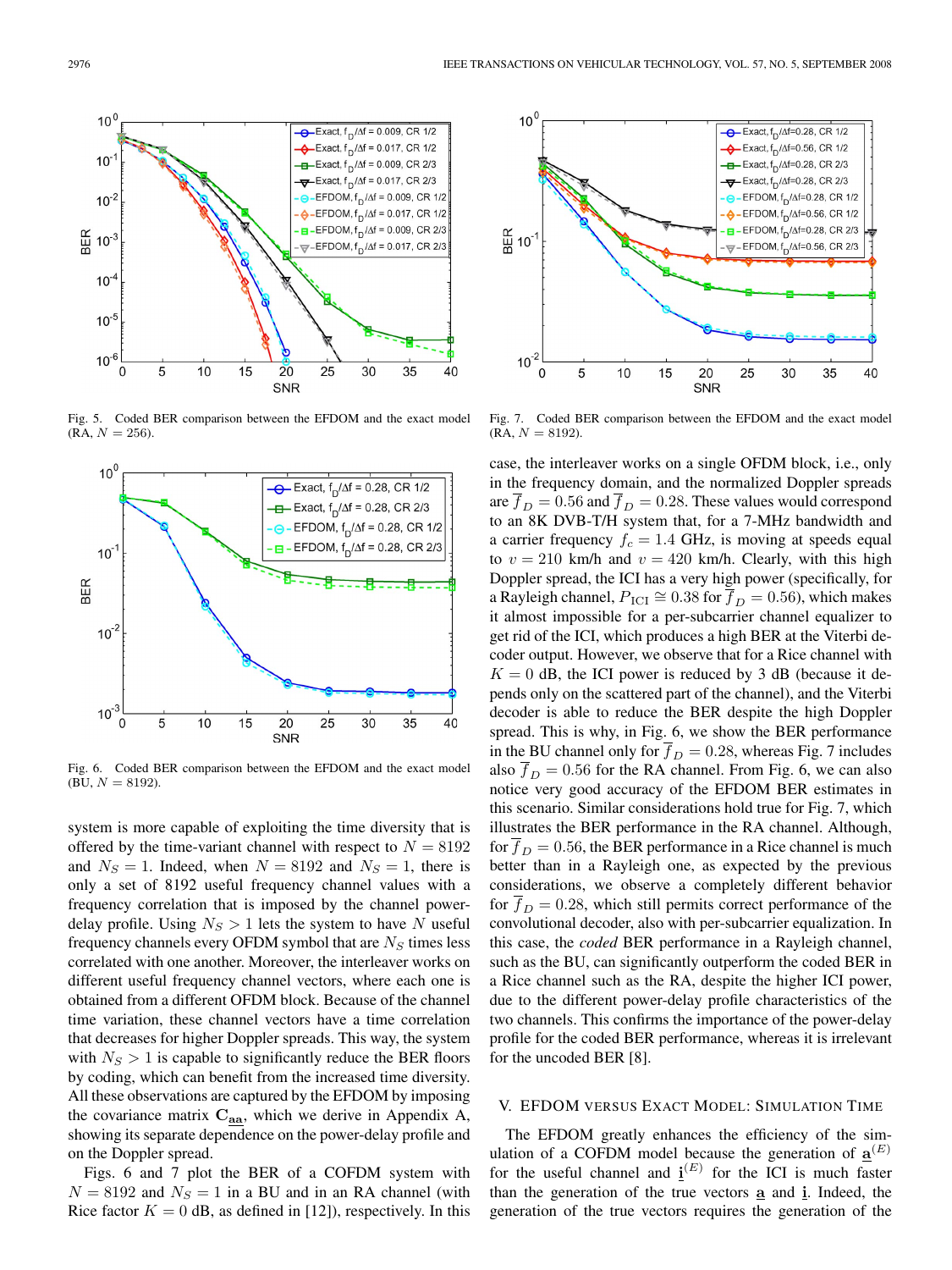Fig. 5. Coded BER comparison between the EFDOM and the exact model (RA, $N = 256$).

Fig. 6. Coded BER comparison between the EFDOM and the exact model (BU, $N = 8192$).

system is more capable of exploiting the time diversity that is offered by the time-variant channel with respect to $N = 8192$ and $N_S = 1$. Indeed, when $N = 8192$ and $N_S = 1$, there is only a set of 8192 useful frequency channel values with a frequency correlation that is imposed by the channel power-delay profile. Using $N_S > 1$ lets the system to have $N$ useful frequency channels every OFDM symbol that are $N_S$ times less correlated with one another. Moreover, the interleaver works on different useful frequency channel vectors, where each one is obtained from a different OFDM block. Because of the channel time variation, these channel vectors have a time correlation that decreases for higher Doppler spreads. This way, the system with $N_S > 1$ is capable to significantly reduce the BER floors by coding, which can benefit from the increased time diversity. All these observations are captured by the EFDOM by imposing the covariance matrix $\mathbf{C}_{\underline{\mathbf{a}}\underline{\mathbf{a}}}$, which we derive in Appendix A, showing its separate dependence on the power-delay profile and on the Doppler spread.

Figs. 6 and 7 plot the BER of a COFDM system with $N = 8192$ and $N_S = 1$ in a BU and in an RA channel (with Rice factor $K = 0$ dB, as defined in [12]), respectively. In this case, the interleaver works on a single OFDM block, i.e., only in the frequency domain, and the normalized Doppler spreads are $\overline{f}_D = 0.56$ and $\overline{f}_D = 0.28$. These values would correspond to an 8K DVB-T/H system that, for a 7-MHz bandwidth and a carrier frequency $f_c = 1.4$ GHz, is moving at speeds equal to $v = 210$ km/h and $v = 420$ km/h. Clearly, with this high Doppler spread, the ICI has a very high power (specifically, for a Rayleigh channel, $P_{\text{ICI}} \cong 0.38$ for $\overline{f}_D = 0.56$), which makes it almost impossible for a per-subcarrier channel equalizer to get rid of the ICI, which produces a high BER at the Viterbi decoder output. However, we observe that for a Rice channel with $K = 0$ dB, the ICI power is reduced by 3 dB (because it depends only on the scattered part of the channel), and the Viterbi decoder is able to reduce the BER despite the high Doppler spread. This is why, in Fig. 6, we show the BER performance in the BU channel only for $\overline{f}_D = 0.28$, whereas Fig. 7 includes also $\overline{f}_D = 0.56$ for the RA channel. From Fig. 6, we can also notice very good accuracy of the EFDOM BER estimates in this scenario. Similar considerations hold true for Fig. 7, which illustrates the BER performance in the RA channel. Although, for $\overline{f}_D = 0.56$, the BER performance in a Rice channel is much better than in a Rayleigh one, as expected by the previous considerations, we observe a completely different behavior for $\overline{f}_D = 0.28$, which still permits correct performance of the convolutional decoder, also with per-subcarrier equalization. In this case, the *coded* BER performance in a Rayleigh channel, such as the BU, can significantly outperform the coded BER in a Rice channel such as the RA, despite the higher ICI power, due to the different power-delay profile characteristics of the two channels. This confirms the importance of the power-delay profile for the coded BER performance, whereas it is irrelevant for the uncoded BER [8].

Fig. 7. Coded BER comparison between the EFDOM and the exact model (RA, $N = 8192$).

## V. EFDOM VERSUS EXACT MODEL: SIMULATION TIME

The EFDOM greatly enhances the efficiency of the simulation of a COFDM model because the generation of $\underline{\mathbf{a}}^{(E)}$ for the useful channel and $\underline{\mathbf{i}}^{(E)}$ for the ICI is much faster than the generation of the true vectors $\underline{\mathbf{a}}$ and $\underline{\mathbf{i}}$. Indeed, the generation of the true vectors requires the generation of the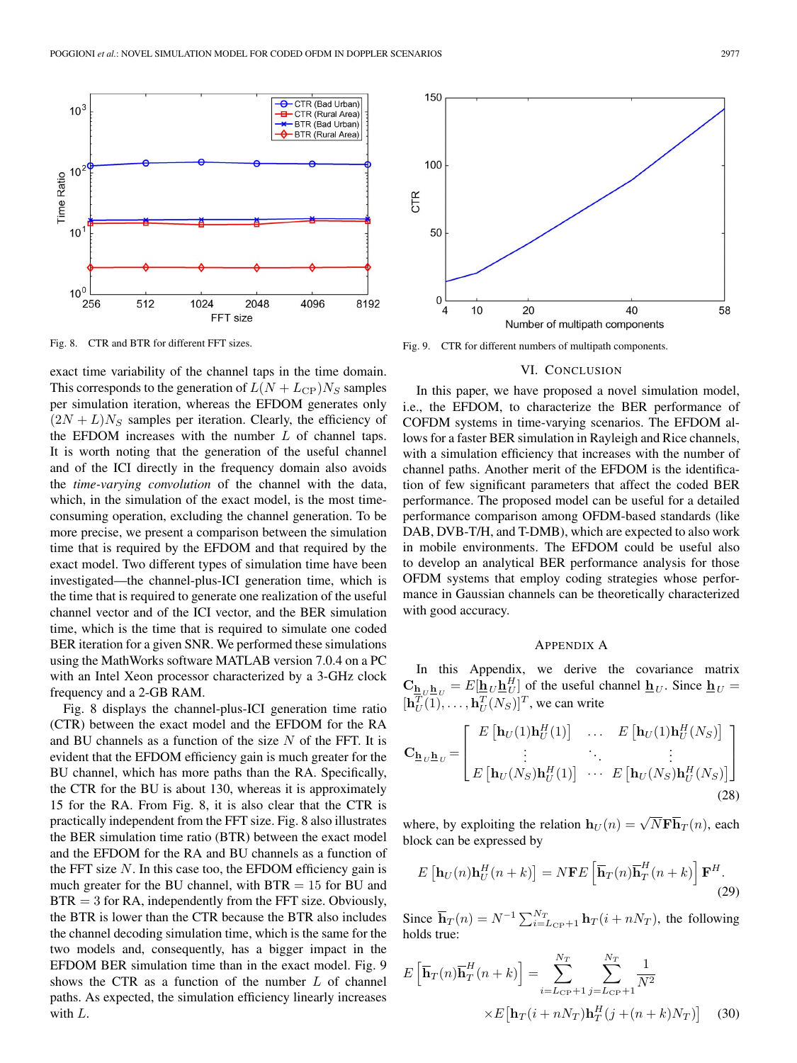Fig. 8. CTR and BTR for different FFT sizes.

Fig. 9. CTR for different numbers of multipath components.

exact time variability of the channel taps in the time domain. This corresponds to the generation of $L(N + L_{\rm CP})N_S$ samples per simulation iteration, whereas the EFDOM generates only $(2N + L)N_S$ samples per iteration. Clearly, the efficiency of the EFDOM increases with the number $L$ of channel taps. It is worth noting that the generation of the useful channel and of the ICI directly in the frequency domain also avoids the *time-varying convolution* of the channel with the data, which, in the simulation of the exact model, is the most time-consuming operation, excluding the channel generation. To be more precise, we present a comparison between the simulation time that is required by the EFDOM and that required by the exact model. Two different types of simulation time have been investigated—the channel-plus-ICI generation time, which is the time that is required to generate one realization of the useful channel vector and of the ICI vector, and the BER simulation time, which is the time that is required to simulate one coded BER iteration for a given SNR. We performed these simulations using the MathWorks software MATLAB version 7.0.4 on a PC with an Intel Xeon processor characterized by a 3-GHz clock frequency and a 2-GB RAM.

Fig. 8 displays the channel-plus-ICI generation time ratio (CTR) between the exact model and the EFDOM for the RA and BU channels as a function of the size $N$ of the FFT. It is evident that the EFDOM efficiency gain is much greater for the BU channel, which has more paths than the RA. Specifically, the CTR for the BU is about 130, whereas it is approximately 15 for the RA. From Fig. 8, it is also clear that the CTR is practically independent from the FFT size. Fig. 8 also illustrates the BER simulation time ratio (BTR) between the exact model and the EFDOM for the RA and BU channels as a function of the FFT size $N$. In this case too, the EFDOM efficiency gain is much greater for the BU channel, with BTR $= 15$ for BU and BTR $= 3$ for RA, independently from the FFT size. Obviously, the BTR is lower than the CTR because the BTR also includes the channel decoding simulation time, which is the same for the two models and, consequently, has a bigger impact in the EFDOM BER simulation time than in the exact model. Fig. 9 shows the CTR as a function of the number $L$ of channel paths. As expected, the simulation efficiency linearly increases with $L$.

## VI. Conclusion

In this paper, we have proposed a novel simulation model, i.e., the EFDOM, to characterize the BER performance of COFDM systems in time-varying scenarios. The EFDOM allows for a faster BER simulation in Rayleigh and Rice channels, with a simulation efficiency that increases with the number of channel paths. Another merit of the EFDOM is the identification of few significant parameters that affect the coded BER performance. The proposed model can be useful for a detailed performance comparison among OFDM-based standards (like DAB, DVB-T/H, and T-DMB), which are expected to also work in mobile environments. The EFDOM could be useful also to develop an analytical BER performance analysis for those OFDM systems that employ coding strategies whose performance in Gaussian channels can be theoretically characterized with good accuracy.

## Appendix A

In this Appendix, we derive the covariance matrix $\mathbf{C}_{\underline{\mathbf{h}}_U \underline{\mathbf{h}}_U} = E[\underline{\mathbf{h}}_U \underline{\mathbf{h}}_U^H]$ of the useful channel $\underline{\mathbf{h}}_U$. Since $\underline{\mathbf{h}}_U = [\mathbf{h}_U^T(1), \ldots, \mathbf{h}_U^T(N_S)]^T$, we can write

$$\mathbf{C}_{\underline{\mathbf{h}}_U \underline{\mathbf{h}}_U} = \begin{bmatrix} E\left[\mathbf{h}_U(1)\mathbf{h}_U^H(1)\right] & \ldots & E\left[\mathbf{h}_U(1)\mathbf{h}_U^H(N_S)\right] \\ \vdots & \ddots & \vdots \\ E\left[\mathbf{h}_U(N_S)\mathbf{h}_U^H(1)\right] & \cdots & E\left[\mathbf{h}_U(N_S)\mathbf{h}_U^H(N_S)\right] \end{bmatrix} \tag{28}$$

where, by exploiting the relation $\mathbf{h}_U(n) = \sqrt{N}\mathbf{F}\overline{\mathbf{h}}_T(n)$, each block can be expressed by

$$E\left[\mathbf{h}_U(n)\mathbf{h}_U^H(n+k)\right] = N\mathbf{F}E\left[\overline{\mathbf{h}}_T(n)\overline{\mathbf{h}}_T^H(n+k)\right]\mathbf{F}^H. \tag{29}$$

Since $\overline{\mathbf{h}}_T(n) = N^{-1}\sum_{i=L_{\rm CP}+1}^{N_T} \mathbf{h}_T(i + nN_T)$, the following holds true:

$$E\left[\overline{\mathbf{h}}_T(n)\overline{\mathbf{h}}_T^H(n+k)\right] = \sum_{i=L_{\rm CP}+1}^{N_T}\sum_{j=L_{\rm CP}+1}^{N_T}\frac{1}{N^2} \times E\left[\mathbf{h}_T(i + nN_T)\mathbf{h}_T^H(j + (n+k)N_T)\right] \tag{30}$$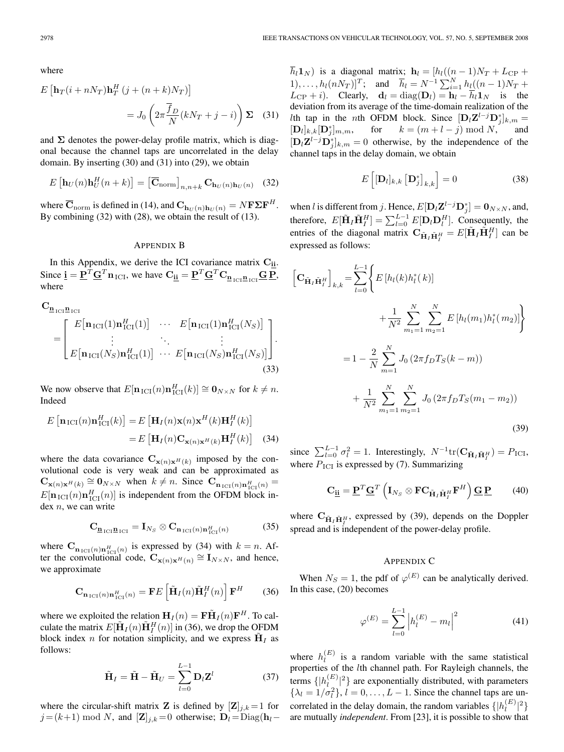where

$$E\left[\mathbf{h}_T(i+nN_T)\mathbf{h}_T^H\left(j+(n+k)N_T\right)\right] = J_0\left(2\pi\frac{\overline{f}_D}{N}(kN_T+j-i)\right)\mathbf{\Sigma} \quad (31)$$

and $\mathbf{\Sigma}$ denotes the power-delay profile matrix, which is diagonal because the channel taps are uncorrelated in the delay domain. By inserting (30) and (31) into (29), we obtain

$$E\left[\mathbf{h}_U(n)\mathbf{h}_U^H(n+k)\right] = \left[\overline{\mathbf{C}}_{\mathrm{norm}}\right]_{n,n+k}\mathbf{C}_{\mathbf{h}_U(n)\mathbf{h}_U(n)} \quad (32)$$

where $\overline{\mathbf{C}}_{\mathrm{norm}}$ is defined in (14), and $\mathbf{C}_{\mathbf{h}_U(n)\mathbf{h}_U(n)} = N\mathbf{F}\mathbf{\Sigma}\mathbf{F}^H$. By combining (32) with (28), we obtain the result of (13).

## Appendix B

In this Appendix, we derive the ICI covariance matrix $\mathbf{C}_{\underline{\mathbf{ii}}}$. Since $\underline{\mathbf{i}} = \underline{\mathbf{P}}^T\underline{\mathbf{G}}^T\mathbf{n}_{\mathrm{ICI}}$, we have $\mathbf{C}_{\underline{\mathbf{ii}}} = \underline{\mathbf{P}}^T\underline{\mathbf{G}}^T\mathbf{C}_{\underline{\mathbf{n}}_{\mathrm{ICI}}\underline{\mathbf{n}}_{\mathrm{ICI}}}\underline{\mathbf{G}}\,\underline{\mathbf{P}}$, where

$$\mathbf{C}_{\underline{\mathbf{n}}_{\mathrm{ICI}}\underline{\mathbf{n}}_{\mathrm{ICI}}} = \begin{bmatrix} E\left[\mathbf{n}_{\mathrm{ICI}}(1)\mathbf{n}_{\mathrm{ICI}}^H(1)\right] & \cdots & E\left[\mathbf{n}_{\mathrm{ICI}}(1)\mathbf{n}_{\mathrm{ICI}}^H(N_S)\right] \\ \vdots & \ddots & \vdots \\ E\left[\mathbf{n}_{\mathrm{ICI}}(N_S)\mathbf{n}_{\mathrm{ICI}}^H(1)\right] & \cdots & E\left[\mathbf{n}_{\mathrm{ICI}}(N_S)\mathbf{n}_{\mathrm{ICI}}^H(N_S)\right] \end{bmatrix}. \quad (33)$$

We now observe that $E[\mathbf{n}_{\mathrm{ICI}}(n)\mathbf{n}_{\mathrm{ICI}}^H(k)] \cong \mathbf{0}_{N\times N}$ for $k \neq n$. Indeed

$$\begin{aligned} E\left[\mathbf{n}_{\mathrm{ICI}}(n)\mathbf{n}_{\mathrm{ICI}}^H(k)\right] &= E\left[\mathbf{H}_I(n)\mathbf{x}(n)\mathbf{x}^H(k)\mathbf{H}_I^H(k)\right] \\ &= E\left[\mathbf{H}_I(n)\mathbf{C}_{\mathbf{x}(n)\mathbf{x}^H(k)}\mathbf{H}_I^H(k)\right] \quad (34) \end{aligned}$$

where the data covariance $\mathbf{C}_{\mathbf{x}(n)\mathbf{x}^H(k)}$ imposed by the convolutional code is very weak and can be approximated as $\mathbf{C}_{\mathbf{x}(n)\mathbf{x}^H(k)} \cong \mathbf{0}_{N\times N}$ when $k \neq n$. Since $\mathbf{C}_{\mathbf{n}_{\mathrm{ICI}}(n)\mathbf{n}_{\mathrm{ICI}}^H(n)} = E[\mathbf{n}_{\mathrm{ICI}}(n)\mathbf{n}_{\mathrm{ICI}}^H(n)]$ is independent from the OFDM block index $n$, we can write

$$\mathbf{C}_{\underline{\mathbf{n}}_{\mathrm{ICI}}\underline{\mathbf{n}}_{\mathrm{ICI}}} = \mathbf{I}_{N_S} \otimes \mathbf{C}_{\mathbf{n}_{\mathrm{ICI}}(n)\mathbf{n}_{\mathrm{ICI}}^H(n)} \quad (35)$$

where $\mathbf{C}_{\mathbf{n}_{\mathrm{ICI}}(n)\mathbf{n}_{\mathrm{ICI}}^H(n)}$ is expressed by (34) with $k = n$. After the convolutional code, $\mathbf{C}_{\mathbf{x}(n)\mathbf{x}^H(n)} \cong \mathbf{I}_{N\times N}$, and hence, we approximate

$$\mathbf{C}_{\mathbf{n}_{\mathrm{ICI}}(n)\mathbf{n}_{\mathrm{ICI}}^H(n)} = \mathbf{F}E\left[\tilde{\mathbf{H}}_I(n)\tilde{\mathbf{H}}_I^H(n)\right]\mathbf{F}^H \quad (36)$$

where we exploited the relation $\mathbf{H}_I(n) = \mathbf{F}\tilde{\mathbf{H}}_I(n)\mathbf{F}^H$. To calculate the matrix $E[\tilde{\mathbf{H}}_I(n)\tilde{\mathbf{H}}_I^H(n)]$ in (36), we drop the OFDM block index $n$ for notation simplicity, and we express $\tilde{\mathbf{H}}_I$ as follows:

$$\tilde{\mathbf{H}}_I = \tilde{\mathbf{H}} - \tilde{\mathbf{H}}_U = \sum_{l=0}^{L-1}\mathbf{D}_l\mathbf{Z}^l \quad (37)$$

where the circular-shift matrix $\mathbf{Z}$ is defined by $[\mathbf{Z}]_{j,k} = 1$ for $j = (k+1) \bmod N$, and $[\mathbf{Z}]_{j,k} = 0$ otherwise; $\mathbf{D}_l = \mathrm{Diag}(\mathbf{h}_l - \overline{h}_l\mathbf{1}_N)$ is a diagonal matrix; $\mathbf{h}_l = [h_l((n-1)N_T + L_{\mathrm{CP}} + 1), \ldots, h_l(nN_T)]^T$; and $\overline{h}_l = N^{-1}\sum_{i=1}^{N} h_l((n-1)N_T + L_{\mathrm{CP}} + i)$. Clearly, $\mathbf{d}_l = \mathrm{diag}(\mathbf{D}_l) = \mathbf{h}_l - \overline{h}_l\mathbf{1}_N$ is the deviation from its average of the time-domain realization of the $l$th tap in the $n$th OFDM block. Since $[\mathbf{D}_l\mathbf{Z}^{l-j}\mathbf{D}_j^*]_{k,m} = [\mathbf{D}_l]_{k,k}[\mathbf{D}_j^*]_{m,m}$, for $k = (m+l-j) \bmod N$, and $[\mathbf{D}_l\mathbf{Z}^{l-j}\mathbf{D}_j^*]_{k,m} = 0$ otherwise, by the independence of the channel taps in the delay domain, we obtain

$$E\left[[\mathbf{D}_l]_{k,k}\left[\mathbf{D}_j^*\right]_{k,k}\right] = 0 \quad (38)$$

when $l$ is different from $j$. Hence, $E[\mathbf{D}_l\mathbf{Z}^{l-j}\mathbf{D}_j^*] = \mathbf{0}_{N\times N}$, and, therefore, $E[\tilde{\mathbf{H}}_I\tilde{\mathbf{H}}_I^H] = \sum_{l=0}^{L-1}E[\mathbf{D}_l\mathbf{D}_l^H]$. Consequently, the entries of the diagonal matrix $\mathbf{C}_{\tilde{\mathbf{H}}_I\tilde{\mathbf{H}}_I^H} = E[\tilde{\mathbf{H}}_I\tilde{\mathbf{H}}_I^H]$ can be expressed as follows:

$$\begin{aligned} \left[\mathbf{C}_{\tilde{\mathbf{H}}_I\tilde{\mathbf{H}}_I^H}\right]_{k,k} &= \sum_{l=0}^{L-1}\left\{E\left[h_l(k)h_l^*(k)\right] + \frac{1}{N^2}\sum_{m_1=1}^{N}\sum_{m_2=1}^{N}E\left[h_l(m_1)h_l^*(m_2)\right]\right\} \\ &= 1 - \frac{2}{N}\sum_{m=1}^{N}J_0\left(2\pi f_D T_S(k-m)\right) \\ &\quad + \frac{1}{N^2}\sum_{m_1=1}^{N}\sum_{m_2=1}^{N}J_0\left(2\pi f_D T_S(m_1-m_2)\right) \end{aligned} \quad (39)$$

since $\sum_{l=0}^{L-1}\sigma_l^2 = 1$. Interestingly, $N^{-1}\mathrm{tr}(\mathbf{C}_{\tilde{\mathbf{H}}_I\tilde{\mathbf{H}}_I^H}) = P_{\mathrm{ICI}}$, where $P_{\mathrm{ICI}}$ is expressed by (7). Summarizing

$$\mathbf{C}_{\underline{\mathbf{ii}}} = \underline{\mathbf{P}}^T\underline{\mathbf{G}}^T\left(\mathbf{I}_{N_S} \otimes \mathbf{F}\mathbf{C}_{\tilde{\mathbf{H}}_I\tilde{\mathbf{H}}_I^H}\mathbf{F}^H\right)\underline{\mathbf{G}}\,\underline{\mathbf{P}} \quad (40)$$

where $\mathbf{C}_{\tilde{\mathbf{H}}_I\tilde{\mathbf{H}}_I^H}$, expressed by (39), depends on the Doppler spread and is independent of the power-delay profile.

## Appendix C

When $N_S = 1$, the pdf of $\varphi^{(E)}$ can be analytically derived. In this case, (20) becomes

$$\varphi^{(E)} = \sum_{l=0}^{L-1}\left|h_l^{(E)} - m_l\right|^2 \quad (41)$$

where $h_l^{(E)}$ is a random variable with the same statistical properties of the $l$th channel path. For Rayleigh channels, the terms $\{|h_l^{(E)}|^2\}$ are exponentially distributed, with parameters $\{\lambda_l = 1/\sigma_l^2\}$, $l = 0, \ldots, L-1$. Since the channel taps are uncorrelated in the delay domain, the random variables $\{|h_l^{(E)}|^2\}$ are mutually *independent*. From [23], it is possible to show that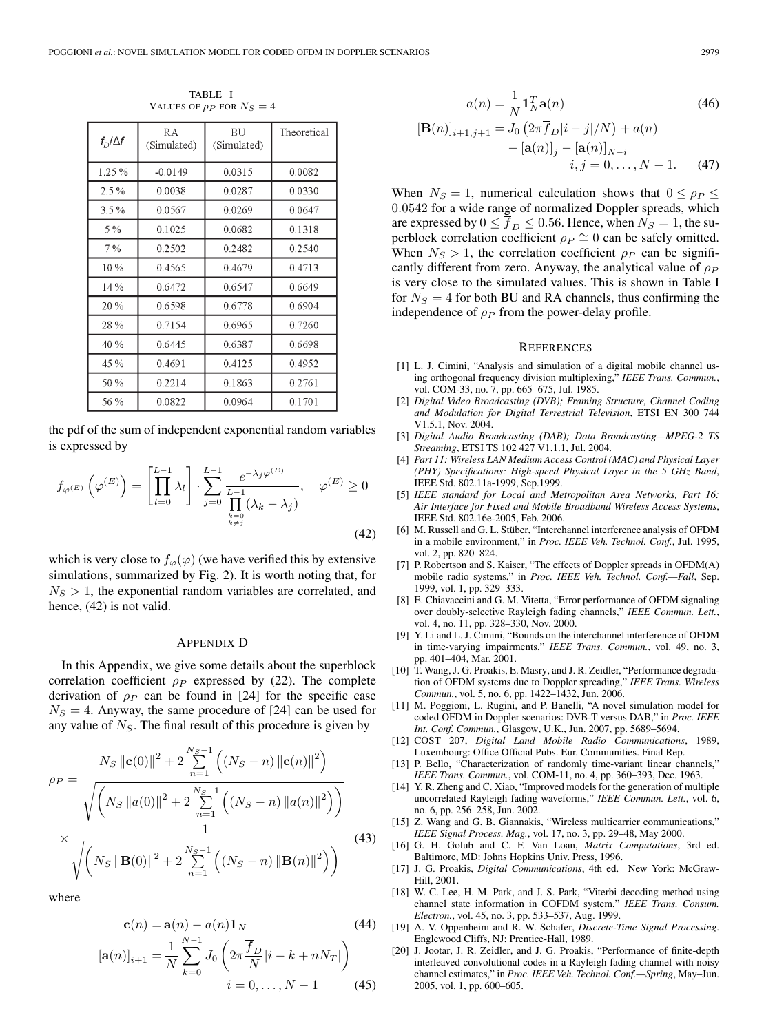TABLE I
VALUES OF $\rho_P$ FOR $N_S = 4$

| $f_D/\Delta f$ | RA (Simulated) | BU (Simulated) | Theoretical |
|---|---|---|---|
| 1.25 % | -0.0149 | 0.0315 | 0.0082 |
| 2.5 % | 0.0038 | 0.0287 | 0.0330 |
| 3.5 % | 0.0567 | 0.0269 | 0.0647 |
| 5 % | 0.1025 | 0.0682 | 0.1318 |
| 7 % | 0.2502 | 0.2482 | 0.2540 |
| 10 % | 0.4565 | 0.4679 | 0.4713 |
| 14 % | 0.6472 | 0.6547 | 0.6649 |
| 20 % | 0.6598 | 0.6778 | 0.6904 |
| 28 % | 0.7154 | 0.6965 | 0.7260 |
| 40 % | 0.6445 | 0.6387 | 0.6698 |
| 45 % | 0.4691 | 0.4125 | 0.4952 |
| 50 % | 0.2214 | 0.1863 | 0.2761 |
| 56 % | 0.0822 | 0.0964 | 0.1701 |

the pdf of the sum of independent exponential random variables is expressed by

$$f_{\varphi^{(E)}}\left(\varphi^{(E)}\right) = \left[\prod_{l=0}^{L-1} \lambda_l\right] \cdot \sum_{j=0}^{L-1} \frac{e^{-\lambda_j \varphi^{(E)}}}{\prod\limits_{\substack{k=0\\k\neq j}}^{L-1} (\lambda_k - \lambda_j)}, \quad \varphi^{(E)} \geq 0 \tag{42}$$

which is very close to $f_{\varphi}(\varphi)$ (we have verified this by extensive simulations, summarized by Fig. 2). It is worth noting that, for $N_S > 1$, the exponential random variables are correlated, and hence, (42) is not valid.

## APPENDIX D

In this Appendix, we give some details about the superblock correlation coefficient $\rho_P$ expressed by (22). The complete derivation of $\rho_P$ can be found in [24] for the specific case $N_S = 4$. Anyway, the same procedure of [24] can be used for any value of $N_S$. The final result of this procedure is given by

$$\rho_P = \frac{N_S \left\|\mathbf{c}(0)\right\|^2 + 2\sum\limits_{n=1}^{N_S-1}\left((N_S - n)\left\|\mathbf{c}(n)\right\|^2\right)}{\sqrt{\left(N_S \left\|a(0)\right\|^2 + 2\sum\limits_{n=1}^{N_S-1}\left((N_S - n)\left\|a(n)\right\|^2\right)\right)}} \times \frac{1}{\sqrt{\left(N_S \left\|\mathbf{B}(0)\right\|^2 + 2\sum\limits_{n=1}^{N_S-1}\left((N_S - n)\left\|\mathbf{B}(n)\right\|^2\right)\right)}} \tag{43}$$

where

$$\mathbf{c}(n) = \mathbf{a}(n) - a(n)\mathbf{1}_N \tag{44}$$

$$[\mathbf{a}(n)]_{i+1} = \frac{1}{N}\sum_{k=0}^{N-1} J_0\left(2\pi\frac{\overline{f}_D}{N}|i - k + nN_T|\right) \qquad i = 0, \ldots, N-1 \tag{45}$$

$$a(n) = \frac{1}{N}\mathbf{1}_N^T \mathbf{a}(n) \tag{46}$$

$$[\mathbf{B}(n)]_{i+1,j+1} = J_0\left(2\pi\overline{f}_D|i-j|/N\right) + a(n) - [\mathbf{a}(n)]_j - [\mathbf{a}(n)]_{N-i} \qquad i, j = 0, \ldots, N-1. \tag{47}$$

When $N_S = 1$, numerical calculation shows that $0 \leq \rho_P \leq 0.0542$ for a wide range of normalized Doppler spreads, which are expressed by $0 \leq \overline{f}_D \leq 0.56$. Hence, when $N_S = 1$, the superblock correlation coefficient $\rho_P \cong 0$ can be safely omitted. When $N_S > 1$, the correlation coefficient $\rho_P$ can be significantly different from zero. Anyway, the analytical value of $\rho_P$ is very close to the simulated values. This is shown in Table I for $N_S = 4$ for both BU and RA channels, thus confirming the independence of $\rho_P$ from the power-delay profile.

## REFERENCES

[1] L. J. Cimini, "Analysis and simulation of a digital mobile channel using orthogonal frequency division multiplexing," *IEEE Trans. Commun.*, vol. COM-33, no. 7, pp. 665–675, Jul. 1985.

[2] *Digital Video Broadcasting (DVB); Framing Structure, Channel Coding and Modulation for Digital Terrestrial Television*, ETSI EN 300 744 V1.5.1, Nov. 2004.

[3] *Digital Audio Broadcasting (DAB); Data Broadcasting—MPEG-2 TS Streaming*, ETSI TS 102 427 V1.1.1, Jul. 2004.

[4] *Part 11: Wireless LAN Medium Access Control (MAC) and Physical Layer (PHY) Specifications: High-speed Physical Layer in the 5 GHz Band*, IEEE Std. 802.11a-1999, Sep.1999.

[5] *IEEE standard for Local and Metropolitan Area Networks, Part 16: Air Interface for Fixed and Mobile Broadband Wireless Access Systems*, IEEE Std. 802.16e-2005, Feb. 2006.

[6] M. Russell and G. L. Stüber, "Interchannel interference analysis of OFDM in a mobile environment," in *Proc. IEEE Veh. Technol. Conf.*, Jul. 1995, vol. 2, pp. 820–824.

[7] P. Robertson and S. Kaiser, "The effects of Doppler spreads in OFDM(A) mobile radio systems," in *Proc. IEEE Veh. Technol. Conf.—Fall*, Sep. 1999, vol. 1, pp. 329–333.

[8] E. Chiavaccini and G. M. Vitetta, "Error performance of OFDM signaling over doubly-selective Rayleigh fading channels," *IEEE Commun. Lett.*, vol. 4, no. 11, pp. 328–330, Nov. 2000.

[9] Y. Li and L. J. Cimini, "Bounds on the interchannel interference of OFDM in time-varying impairments," *IEEE Trans. Commun.*, vol. 49, no. 3, pp. 401–404, Mar. 2001.

[10] T. Wang, J. G. Proakis, E. Masry, and J. R. Zeidler, "Performance degradation of OFDM systems due to Doppler spreading," *IEEE Trans. Wireless Commun.*, vol. 5, no. 6, pp. 1422–1432, Jun. 2006.

[11] M. Poggioni, L. Rugini, and P. Banelli, "A novel simulation model for coded OFDM in Doppler scenarios: DVB-T versus DAB," in *Proc. IEEE Int. Conf. Commun.*, Glasgow, U.K., Jun. 2007, pp. 5689–5694.

[12] COST 207, *Digital Land Mobile Radio Communications*, 1989, Luxembourg: Office Official Pubs. Eur. Communities. Final Rep.

[13] P. Bello, "Characterization of randomly time-variant linear channels," *IEEE Trans. Commun.*, vol. COM-11, no. 4, pp. 360–393, Dec. 1963.

[14] Y. R. Zheng and C. Xiao, "Improved models for the generation of multiple uncorrelated Rayleigh fading waveforms," *IEEE Commun. Lett.*, vol. 6, no. 6, pp. 256–258, Jun. 2002.

[15] Z. Wang and G. B. Giannakis, "Wireless multicarrier communications," *IEEE Signal Process. Mag.*, vol. 17, no. 3, pp. 29–48, May 2000.

[16] G. H. Golub and C. F. Van Loan, *Matrix Computations*, 3rd ed. Baltimore, MD: Johns Hopkins Univ. Press, 1996.

[17] J. G. Proakis, *Digital Communications*, 4th ed. New York: McGraw-Hill, 2001.

[18] W. C. Lee, H. M. Park, and J. S. Park, "Viterbi decoding method using channel state information in COFDM system," *IEEE Trans. Consum. Electron.*, vol. 45, no. 3, pp. 533–537, Aug. 1999.

[19] A. V. Oppenheim and R. W. Schafer, *Discrete-Time Signal Processing*. Englewood Cliffs, NJ: Prentice-Hall, 1989.

[20] J. Jootar, J. R. Zeidler, and J. G. Proakis, "Performance of finite-depth interleaved convolutional codes in a Rayleigh fading channel with noisy channel estimates," in *Proc. IEEE Veh. Technol. Conf.—Spring*, May–Jun. 2005, vol. 1, pp. 600–605.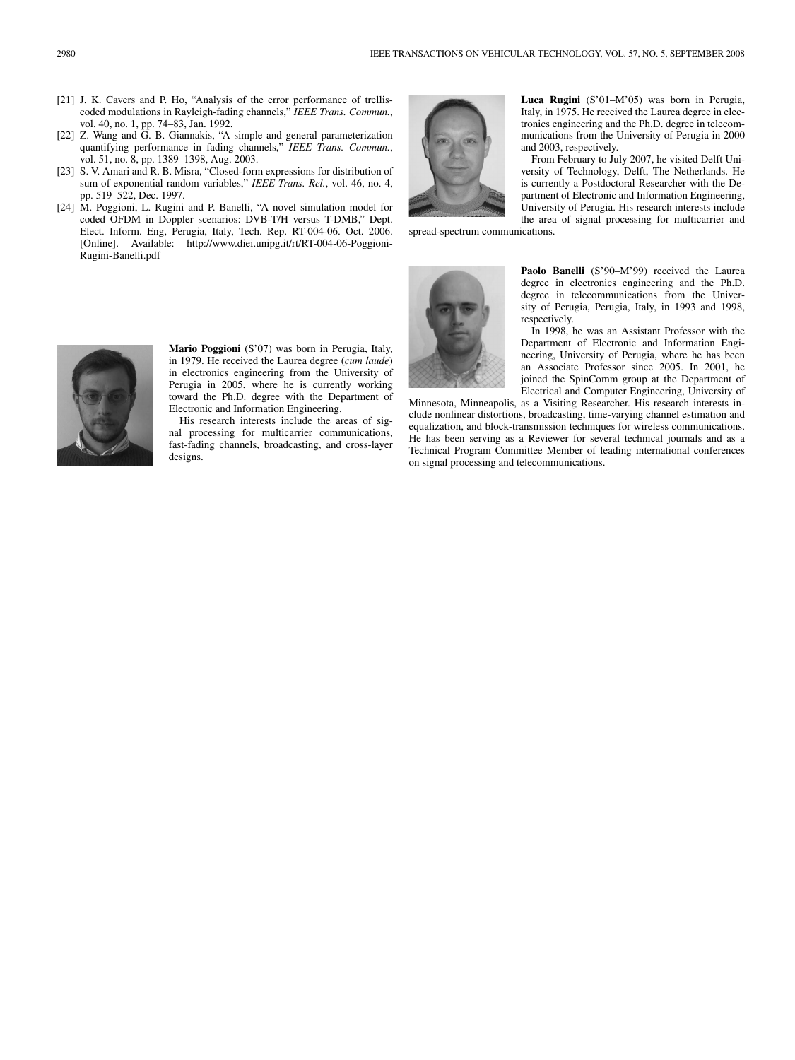[21] J. K. Cavers and P. Ho, "Analysis of the error performance of trellis-coded modulations in Rayleigh-fading channels," *IEEE Trans. Commun.*, vol. 40, no. 1, pp. 74–83, Jan. 1992.

[22] Z. Wang and G. B. Giannakis, "A simple and general parameterization quantifying performance in fading channels," *IEEE Trans. Commun.*, vol. 51, no. 8, pp. 1389–1398, Aug. 2003.

[23] S. V. Amari and R. B. Misra, "Closed-form expressions for distribution of sum of exponential random variables," *IEEE Trans. Rel.*, vol. 46, no. 4, pp. 519–522, Dec. 1997.

[24] M. Poggioni, L. Rugini and P. Banelli, "A novel simulation model for coded OFDM in Doppler scenarios: DVB-T/H versus T-DMB," Dept. Elect. Inform. Eng, Perugia, Italy, Tech. Rep. RT-004-06. Oct. 2006. [Online]. Available: http://www.diei.unipg.it/rt/RT-004-06-Poggioni-Rugini-Banelli.pdf

**Mario Poggioni** (S'07) was born in Perugia, Italy, in 1979. He received the Laurea degree (*cum laude*) in electronics engineering from the University of Perugia in 2005, where he is currently working toward the Ph.D. degree with the Department of Electronic and Information Engineering.

His research interests include the areas of signal processing for multicarrier communications, fast-fading channels, broadcasting, and cross-layer designs.

**Luca Rugini** (S'01–M'05) was born in Perugia, Italy, in 1975. He received the Laurea degree in electronics engineering and the Ph.D. degree in telecommunications from the University of Perugia in 2000 and 2003, respectively.

From February to July 2007, he visited Delft University of Technology, Delft, The Netherlands. He is currently a Postdoctoral Researcher with the Department of Electronic and Information Engineering, University of Perugia. His research interests include the area of signal processing for multicarrier and spread-spectrum communications.

**Paolo Banelli** (S'90–M'99) received the Laurea degree in electronics engineering and the Ph.D. degree in telecommunications from the University of Perugia, Perugia, Italy, in 1993 and 1998, respectively.

In 1998, he was an Assistant Professor with the Department of Electronic and Information Engineering, University of Perugia, where he has been an Associate Professor since 2005. In 2001, he joined the SpinComm group at the Department of Electrical and Computer Engineering, University of Minnesota, Minneapolis, as a Visiting Researcher. His research interests include nonlinear distortions, broadcasting, time-varying channel estimation and equalization, and block-transmission techniques for wireless communications. He has been serving as a Reviewer for several technical journals and as a Technical Program Committee Member of leading international conferences on signal processing and telecommunications.